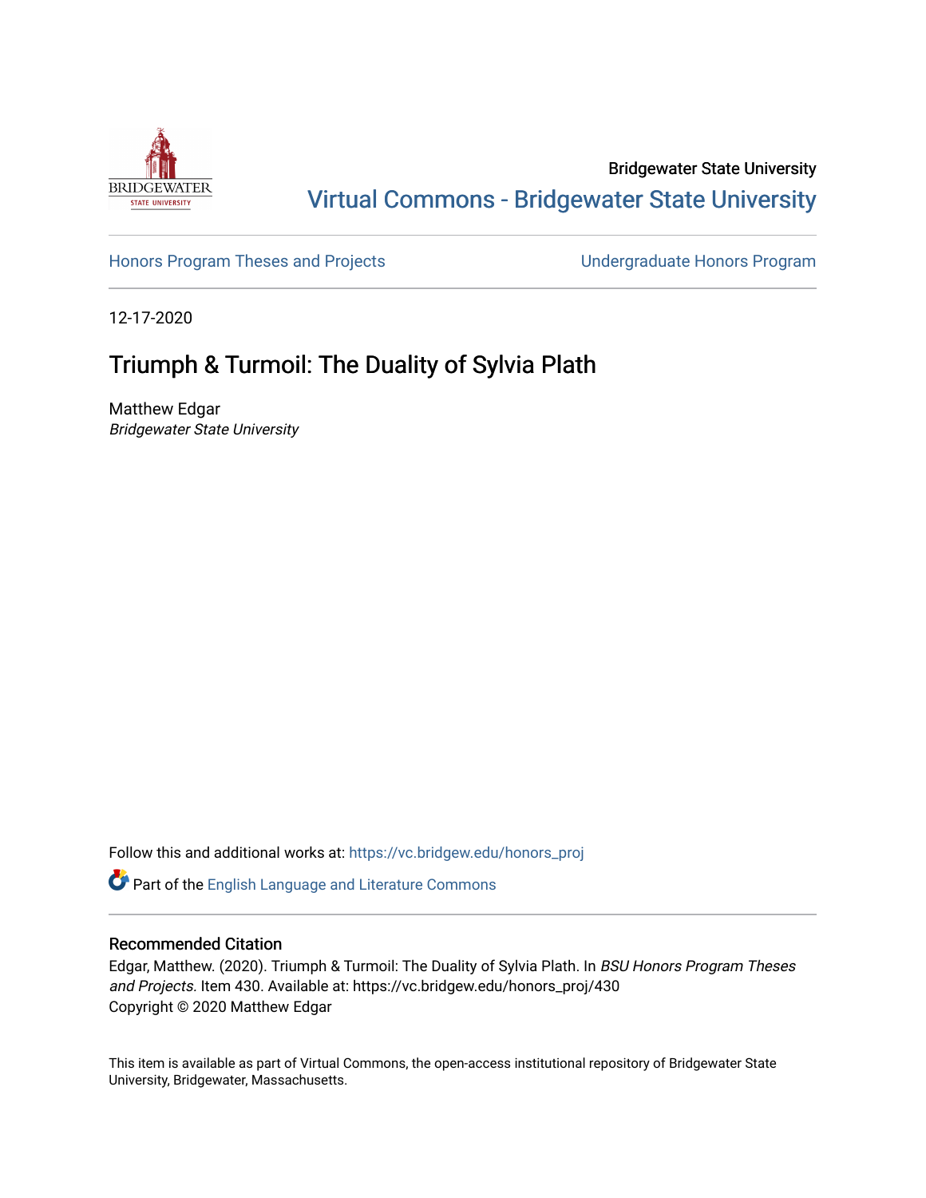Bridgewater State University

Virtual Commons - Bridgewater State University

Honors Program Theses and Projects

Undergraduate Honors Program

12-17-2020

# Triumph & Turmoil: The Duality of Sylvia Plath

Matthew Edgar

*Bridgewater State University*

Follow this and additional works at: https://vc.bridgew.edu/honors_proj

Part of the English Language and Literature Commons

## Recommended Citation

Edgar, Matthew. (2020). Triumph & Turmoil: The Duality of Sylvia Plath. In *BSU Honors Program Theses and Projects.* Item 430. Available at: https://vc.bridgew.edu/honors_proj/430

Copyright © 2020 Matthew Edgar

This item is available as part of Virtual Commons, the open-access institutional repository of Bridgewater State University, Bridgewater, Massachusetts.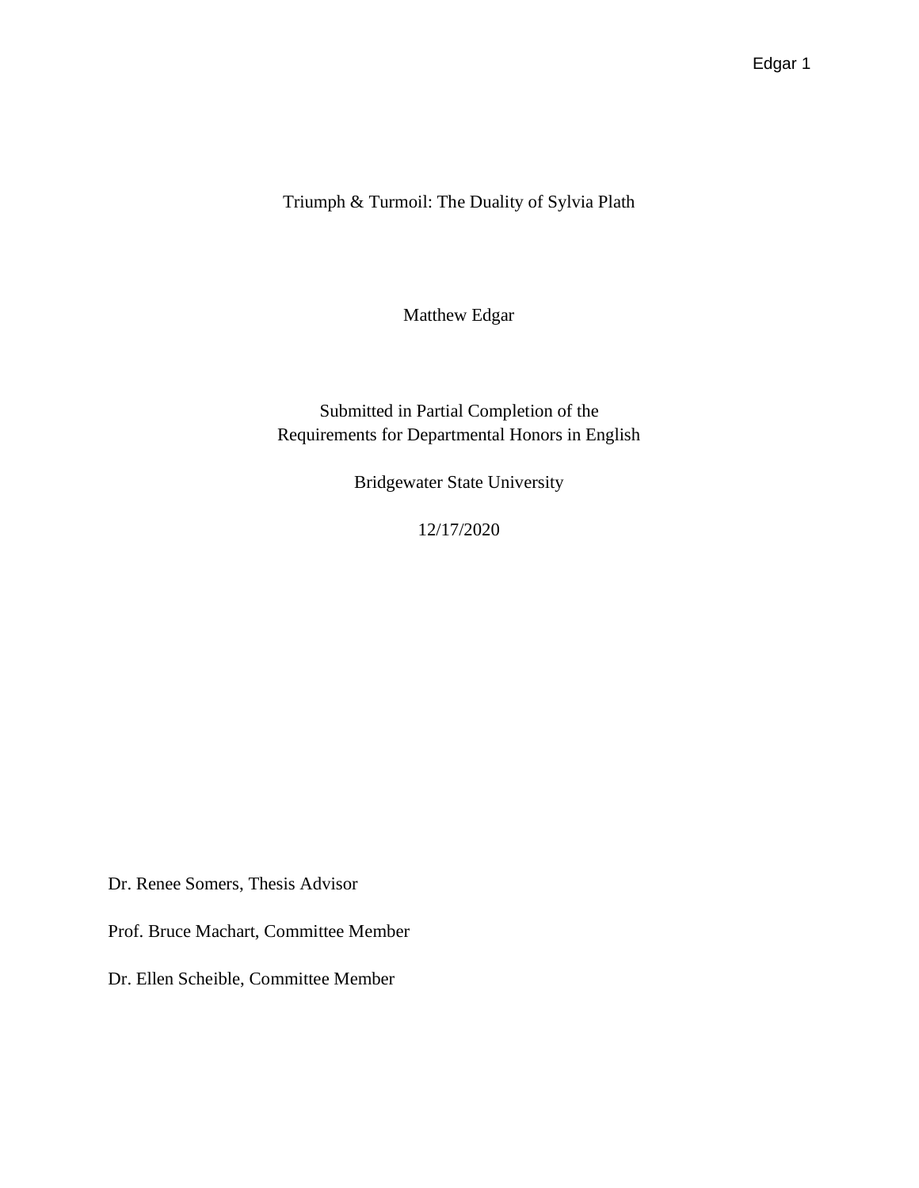Triumph & Turmoil: The Duality of Sylvia Plath

Matthew Edgar

Submitted in Partial Completion of the
Requirements for Departmental Honors in English

Bridgewater State University

12/17/2020

Dr. Renee Somers, Thesis Advisor

Prof. Bruce Machart, Committee Member

Dr. Ellen Scheible, Committee Member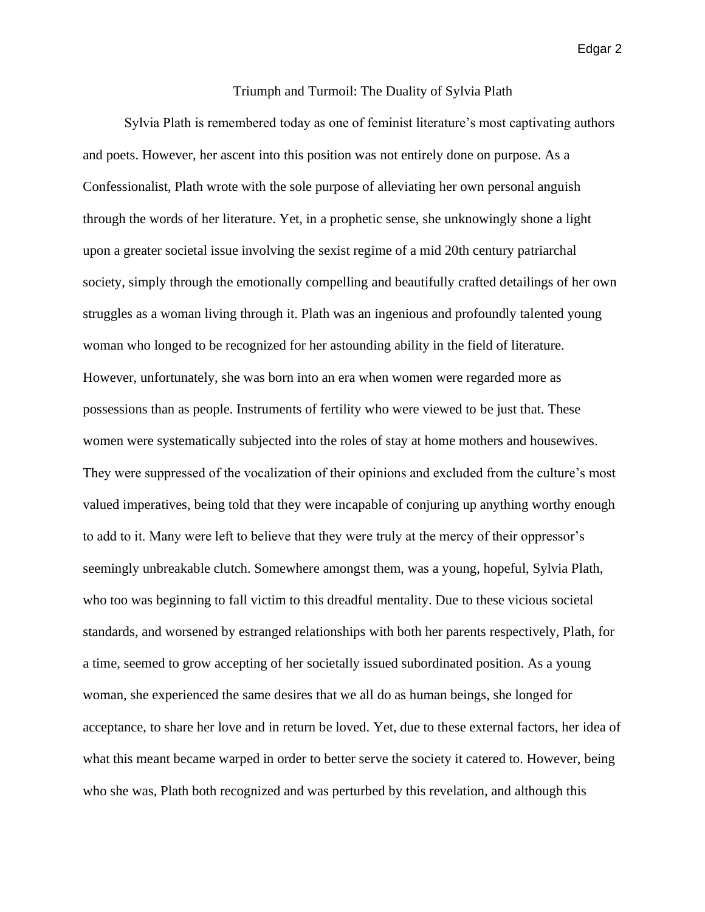# Triumph and Turmoil: The Duality of Sylvia Plath

Sylvia Plath is remembered today as one of feminist literature's most captivating authors and poets. However, her ascent into this position was not entirely done on purpose. As a Confessionalist, Plath wrote with the sole purpose of alleviating her own personal anguish through the words of her literature. Yet, in a prophetic sense, she unknowingly shone a light upon a greater societal issue involving the sexist regime of a mid 20th century patriarchal society, simply through the emotionally compelling and beautifully crafted detailings of her own struggles as a woman living through it. Plath was an ingenious and profoundly talented young woman who longed to be recognized for her astounding ability in the field of literature. However, unfortunately, she was born into an era when women were regarded more as possessions than as people. Instruments of fertility who were viewed to be just that. These women were systematically subjected into the roles of stay at home mothers and housewives. They were suppressed of the vocalization of their opinions and excluded from the culture's most valued imperatives, being told that they were incapable of conjuring up anything worthy enough to add to it. Many were left to believe that they were truly at the mercy of their oppressor's seemingly unbreakable clutch. Somewhere amongst them, was a young, hopeful, Sylvia Plath, who too was beginning to fall victim to this dreadful mentality. Due to these vicious societal standards, and worsened by estranged relationships with both her parents respectively, Plath, for a time, seemed to grow accepting of her societally issued subordinated position. As a young woman, she experienced the same desires that we all do as human beings, she longed for acceptance, to share her love and in return be loved. Yet, due to these external factors, her idea of what this meant became warped in order to better serve the society it catered to. However, being who she was, Plath both recognized and was perturbed by this revelation, and although this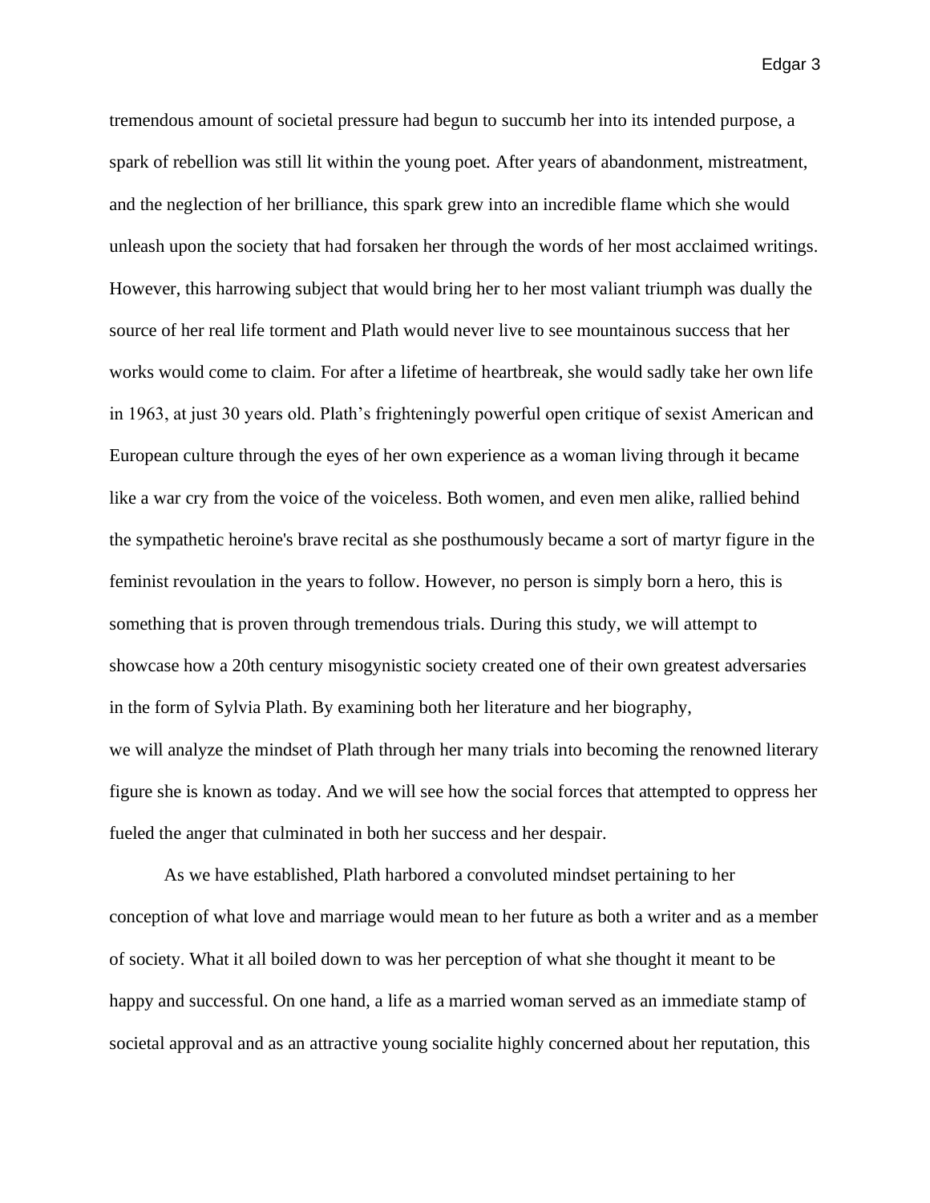tremendous amount of societal pressure had begun to succumb her into its intended purpose, a spark of rebellion was still lit within the young poet. After years of abandonment, mistreatment, and the neglection of her brilliance, this spark grew into an incredible flame which she would unleash upon the society that had forsaken her through the words of her most acclaimed writings. However, this harrowing subject that would bring her to her most valiant triumph was dually the source of her real life torment and Plath would never live to see mountainous success that her works would come to claim. For after a lifetime of heartbreak, she would sadly take her own life in 1963, at just 30 years old. Plath's frighteningly powerful open critique of sexist American and European culture through the eyes of her own experience as a woman living through it became like a war cry from the voice of the voiceless. Both women, and even men alike, rallied behind the sympathetic heroine's brave recital as she posthumously became a sort of martyr figure in the feminist revoulation in the years to follow. However, no person is simply born a hero, this is something that is proven through tremendous trials. During this study, we will attempt to showcase how a 20th century misogynistic society created one of their own greatest adversaries in the form of Sylvia Plath. By examining both her literature and her biography, we will analyze the mindset of Plath through her many trials into becoming the renowned literary figure she is known as today. And we will see how the social forces that attempted to oppress her fueled the anger that culminated in both her success and her despair.

As we have established, Plath harbored a convoluted mindset pertaining to her conception of what love and marriage would mean to her future as both a writer and as a member of society. What it all boiled down to was her perception of what she thought it meant to be happy and successful. On one hand, a life as a married woman served as an immediate stamp of societal approval and as an attractive young socialite highly concerned about her reputation, this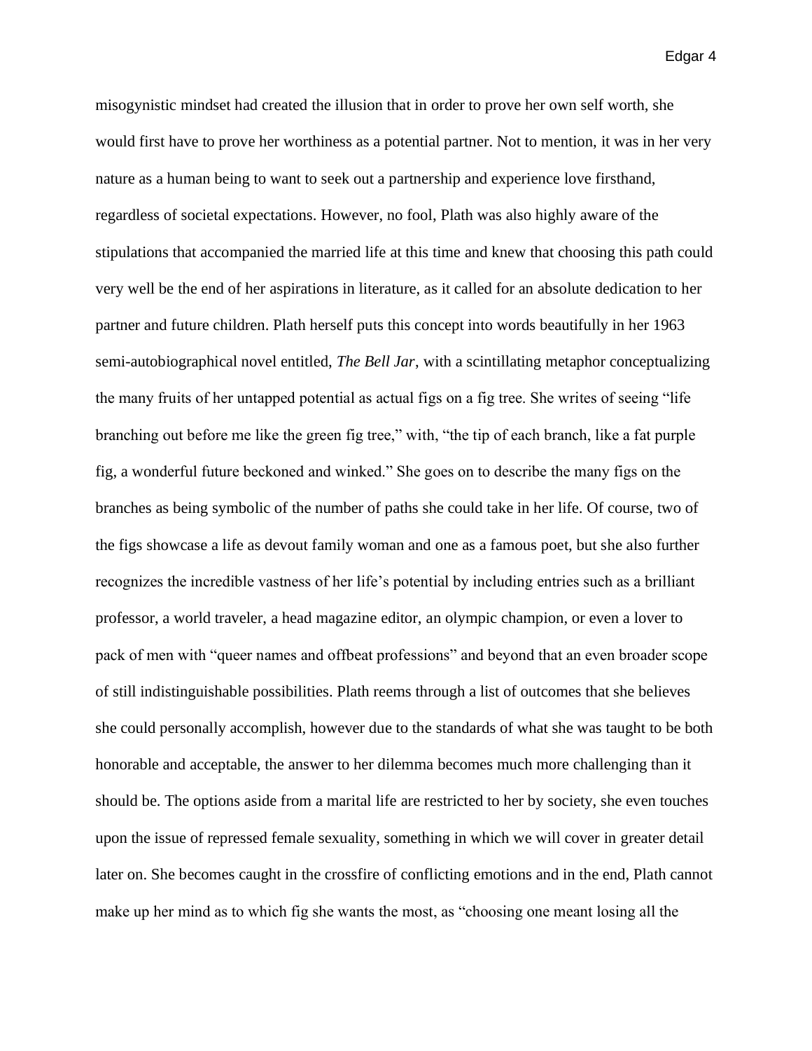misogynistic mindset had created the illusion that in order to prove her own self worth, she would first have to prove her worthiness as a potential partner. Not to mention, it was in her very nature as a human being to want to seek out a partnership and experience love firsthand, regardless of societal expectations. However, no fool, Plath was also highly aware of the stipulations that accompanied the married life at this time and knew that choosing this path could very well be the end of her aspirations in literature, as it called for an absolute dedication to her partner and future children. Plath herself puts this concept into words beautifully in her 1963 semi-autobiographical novel entitled, *The Bell Jar*, with a scintillating metaphor conceptualizing the many fruits of her untapped potential as actual figs on a fig tree. She writes of seeing "life branching out before me like the green fig tree," with, "the tip of each branch, like a fat purple fig, a wonderful future beckoned and winked." She goes on to describe the many figs on the branches as being symbolic of the number of paths she could take in her life. Of course, two of the figs showcase a life as devout family woman and one as a famous poet, but she also further recognizes the incredible vastness of her life's potential by including entries such as a brilliant professor, a world traveler, a head magazine editor, an olympic champion, or even a lover to pack of men with "queer names and offbeat professions" and beyond that an even broader scope of still indistinguishable possibilities. Plath reems through a list of outcomes that she believes she could personally accomplish, however due to the standards of what she was taught to be both honorable and acceptable, the answer to her dilemma becomes much more challenging than it should be. The options aside from a marital life are restricted to her by society, she even touches upon the issue of repressed female sexuality, something in which we will cover in greater detail later on. She becomes caught in the crossfire of conflicting emotions and in the end, Plath cannot make up her mind as to which fig she wants the most, as "choosing one meant losing all the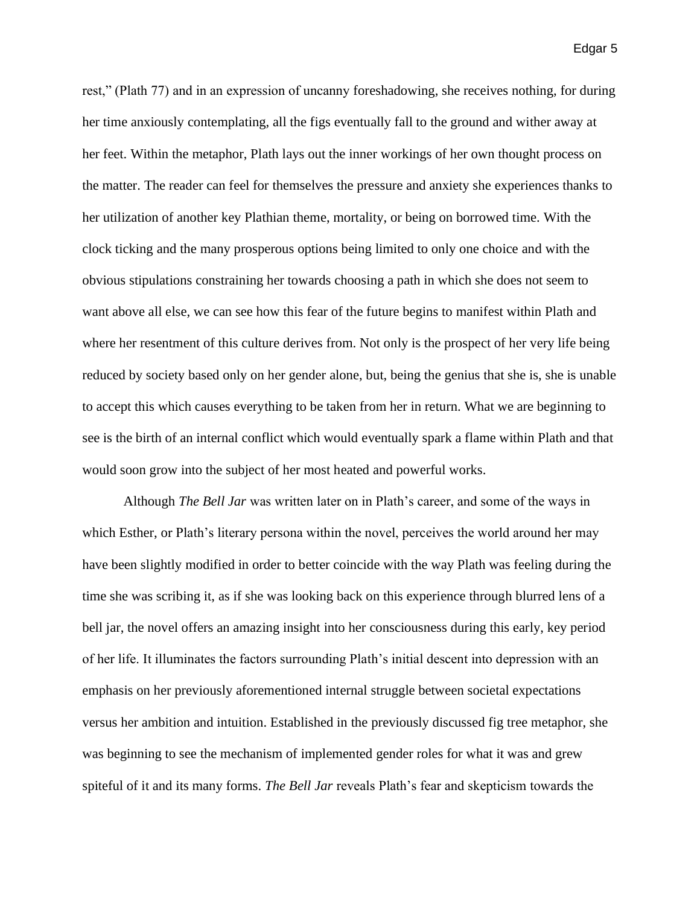rest," (Plath 77) and in an expression of uncanny foreshadowing, she receives nothing, for during her time anxiously contemplating, all the figs eventually fall to the ground and wither away at her feet. Within the metaphor, Plath lays out the inner workings of her own thought process on the matter. The reader can feel for themselves the pressure and anxiety she experiences thanks to her utilization of another key Plathian theme, mortality, or being on borrowed time. With the clock ticking and the many prosperous options being limited to only one choice and with the obvious stipulations constraining her towards choosing a path in which she does not seem to want above all else, we can see how this fear of the future begins to manifest within Plath and where her resentment of this culture derives from. Not only is the prospect of her very life being reduced by society based only on her gender alone, but, being the genius that she is, she is unable to accept this which causes everything to be taken from her in return. What we are beginning to see is the birth of an internal conflict which would eventually spark a flame within Plath and that would soon grow into the subject of her most heated and powerful works.

Although *The Bell Jar* was written later on in Plath's career, and some of the ways in which Esther, or Plath's literary persona within the novel, perceives the world around her may have been slightly modified in order to better coincide with the way Plath was feeling during the time she was scribing it, as if she was looking back on this experience through blurred lens of a bell jar, the novel offers an amazing insight into her consciousness during this early, key period of her life. It illuminates the factors surrounding Plath's initial descent into depression with an emphasis on her previously aforementioned internal struggle between societal expectations versus her ambition and intuition. Established in the previously discussed fig tree metaphor, she was beginning to see the mechanism of implemented gender roles for what it was and grew spiteful of it and its many forms. *The Bell Jar* reveals Plath's fear and skepticism towards the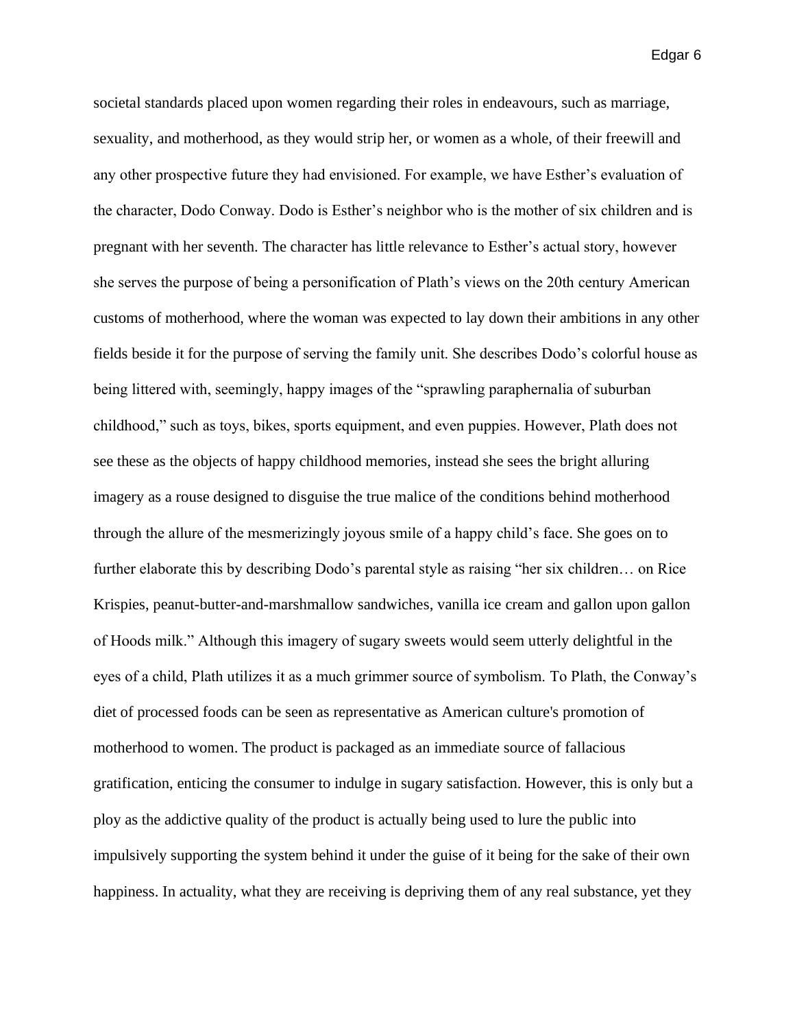societal standards placed upon women regarding their roles in endeavours, such as marriage, sexuality, and motherhood, as they would strip her, or women as a whole, of their freewill and any other prospective future they had envisioned. For example, we have Esther's evaluation of the character, Dodo Conway. Dodo is Esther's neighbor who is the mother of six children and is pregnant with her seventh. The character has little relevance to Esther's actual story, however she serves the purpose of being a personification of Plath's views on the 20th century American customs of motherhood, where the woman was expected to lay down their ambitions in any other fields beside it for the purpose of serving the family unit. She describes Dodo's colorful house as being littered with, seemingly, happy images of the "sprawling paraphernalia of suburban childhood," such as toys, bikes, sports equipment, and even puppies. However, Plath does not see these as the objects of happy childhood memories, instead she sees the bright alluring imagery as a rouse designed to disguise the true malice of the conditions behind motherhood through the allure of the mesmerizingly joyous smile of a happy child's face. She goes on to further elaborate this by describing Dodo's parental style as raising "her six children… on Rice Krispies, peanut-butter-and-marshmallow sandwiches, vanilla ice cream and gallon upon gallon of Hoods milk." Although this imagery of sugary sweets would seem utterly delightful in the eyes of a child, Plath utilizes it as a much grimmer source of symbolism. To Plath, the Conway's diet of processed foods can be seen as representative as American culture's promotion of motherhood to women. The product is packaged as an immediate source of fallacious gratification, enticing the consumer to indulge in sugary satisfaction. However, this is only but a ploy as the addictive quality of the product is actually being used to lure the public into impulsively supporting the system behind it under the guise of it being for the sake of their own happiness. In actuality, what they are receiving is depriving them of any real substance, yet they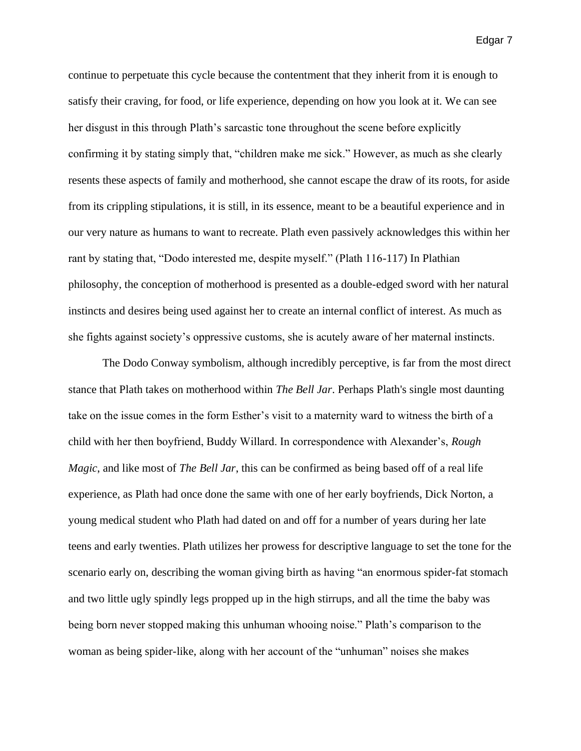continue to perpetuate this cycle because the contentment that they inherit from it is enough to satisfy their craving, for food, or life experience, depending on how you look at it. We can see her disgust in this through Plath's sarcastic tone throughout the scene before explicitly confirming it by stating simply that, "children make me sick." However, as much as she clearly resents these aspects of family and motherhood, she cannot escape the draw of its roots, for aside from its crippling stipulations, it is still, in its essence, meant to be a beautiful experience and in our very nature as humans to want to recreate. Plath even passively acknowledges this within her rant by stating that, "Dodo interested me, despite myself." (Plath 116-117) In Plathian philosophy, the conception of motherhood is presented as a double-edged sword with her natural instincts and desires being used against her to create an internal conflict of interest. As much as she fights against society's oppressive customs, she is acutely aware of her maternal instincts.

The Dodo Conway symbolism, although incredibly perceptive, is far from the most direct stance that Plath takes on motherhood within *The Bell Jar*. Perhaps Plath's single most daunting take on the issue comes in the form Esther's visit to a maternity ward to witness the birth of a child with her then boyfriend, Buddy Willard. In correspondence with Alexander's, *Rough Magic*, and like most of *The Bell Jar*, this can be confirmed as being based off of a real life experience, as Plath had once done the same with one of her early boyfriends, Dick Norton, a young medical student who Plath had dated on and off for a number of years during her late teens and early twenties. Plath utilizes her prowess for descriptive language to set the tone for the scenario early on, describing the woman giving birth as having "an enormous spider-fat stomach and two little ugly spindly legs propped up in the high stirrups, and all the time the baby was being born never stopped making this unhuman whooing noise." Plath's comparison to the woman as being spider-like, along with her account of the "unhuman" noises she makes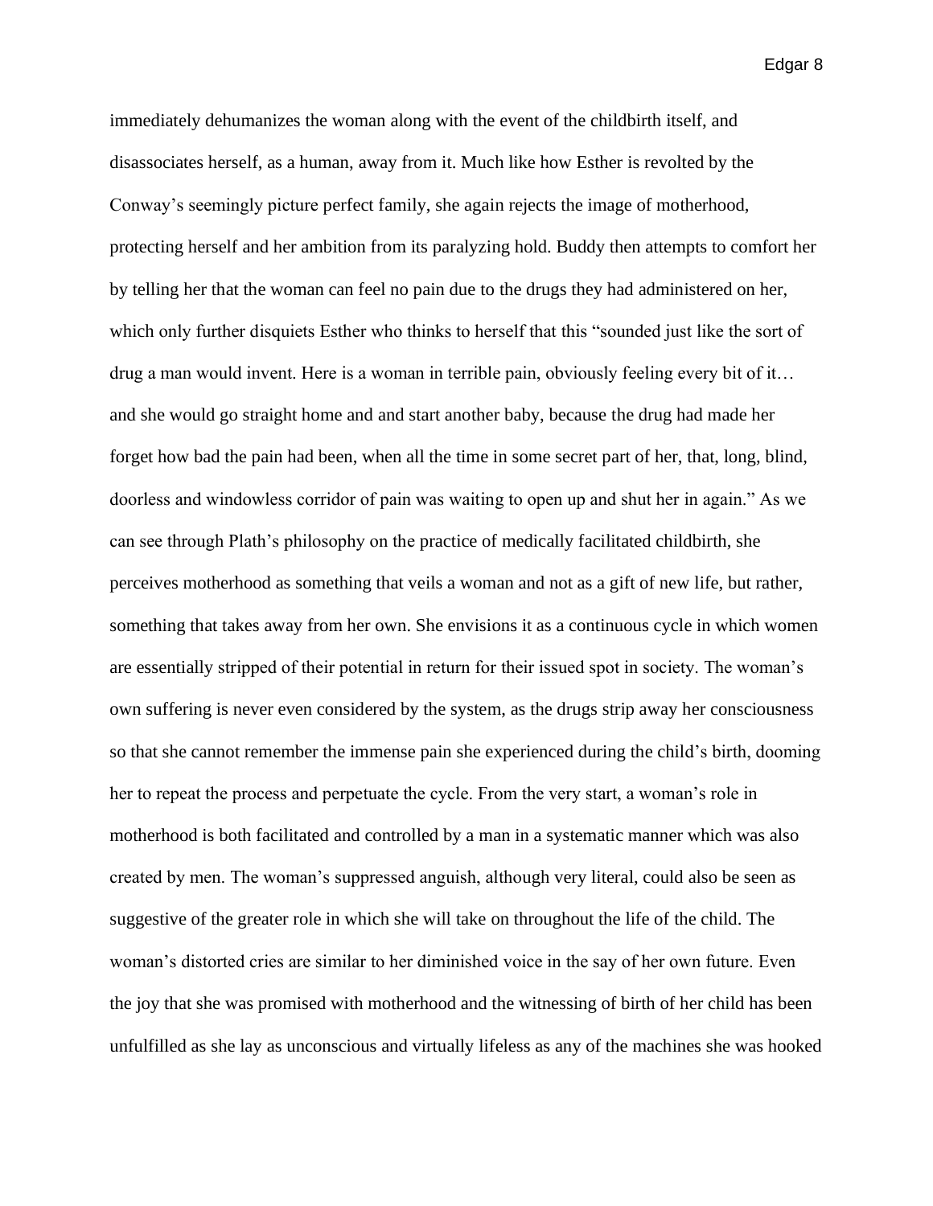immediately dehumanizes the woman along with the event of the childbirth itself, and disassociates herself, as a human, away from it. Much like how Esther is revolted by the Conway's seemingly picture perfect family, she again rejects the image of motherhood, protecting herself and her ambition from its paralyzing hold. Buddy then attempts to comfort her by telling her that the woman can feel no pain due to the drugs they had administered on her, which only further disquiets Esther who thinks to herself that this "sounded just like the sort of drug a man would invent. Here is a woman in terrible pain, obviously feeling every bit of it… and she would go straight home and and start another baby, because the drug had made her forget how bad the pain had been, when all the time in some secret part of her, that, long, blind, doorless and windowless corridor of pain was waiting to open up and shut her in again." As we can see through Plath's philosophy on the practice of medically facilitated childbirth, she perceives motherhood as something that veils a woman and not as a gift of new life, but rather, something that takes away from her own. She envisions it as a continuous cycle in which women are essentially stripped of their potential in return for their issued spot in society. The woman's own suffering is never even considered by the system, as the drugs strip away her consciousness so that she cannot remember the immense pain she experienced during the child's birth, dooming her to repeat the process and perpetuate the cycle. From the very start, a woman's role in motherhood is both facilitated and controlled by a man in a systematic manner which was also created by men. The woman's suppressed anguish, although very literal, could also be seen as suggestive of the greater role in which she will take on throughout the life of the child. The woman's distorted cries are similar to her diminished voice in the say of her own future. Even the joy that she was promised with motherhood and the witnessing of birth of her child has been unfulfilled as she lay as unconscious and virtually lifeless as any of the machines she was hooked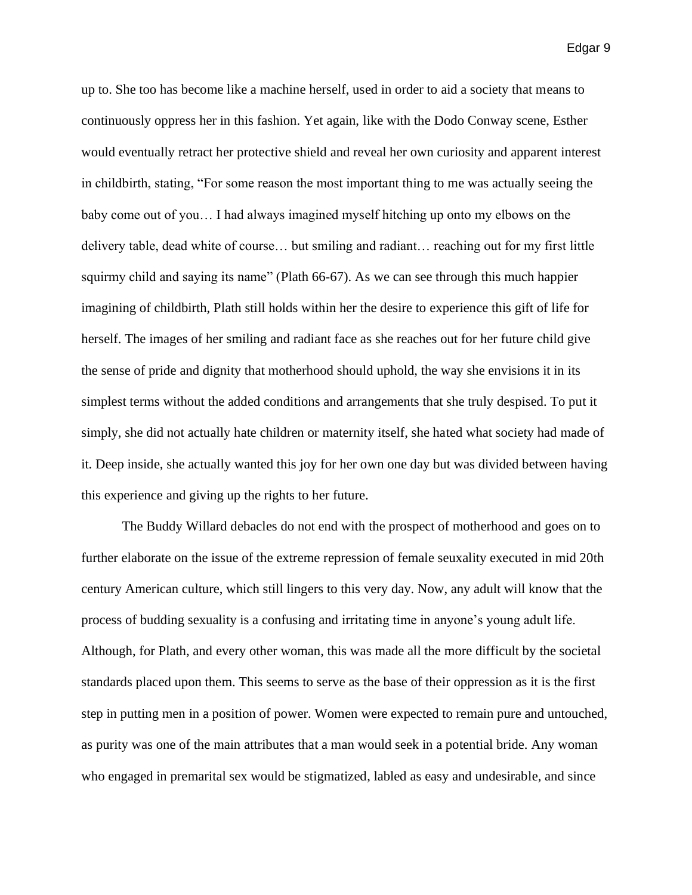up to. She too has become like a machine herself, used in order to aid a society that means to continuously oppress her in this fashion. Yet again, like with the Dodo Conway scene, Esther would eventually retract her protective shield and reveal her own curiosity and apparent interest in childbirth, stating, "For some reason the most important thing to me was actually seeing the baby come out of you… I had always imagined myself hitching up onto my elbows on the delivery table, dead white of course… but smiling and radiant… reaching out for my first little squirmy child and saying its name" (Plath 66-67). As we can see through this much happier imagining of childbirth, Plath still holds within her the desire to experience this gift of life for herself. The images of her smiling and radiant face as she reaches out for her future child give the sense of pride and dignity that motherhood should uphold, the way she envisions it in its simplest terms without the added conditions and arrangements that she truly despised. To put it simply, she did not actually hate children or maternity itself, she hated what society had made of it. Deep inside, she actually wanted this joy for her own one day but was divided between having this experience and giving up the rights to her future.

The Buddy Willard debacles do not end with the prospect of motherhood and goes on to further elaborate on the issue of the extreme repression of female seuxality executed in mid 20th century American culture, which still lingers to this very day. Now, any adult will know that the process of budding sexuality is a confusing and irritating time in anyone's young adult life. Although, for Plath, and every other woman, this was made all the more difficult by the societal standards placed upon them. This seems to serve as the base of their oppression as it is the first step in putting men in a position of power. Women were expected to remain pure and untouched, as purity was one of the main attributes that a man would seek in a potential bride. Any woman who engaged in premarital sex would be stigmatized, labled as easy and undesirable, and since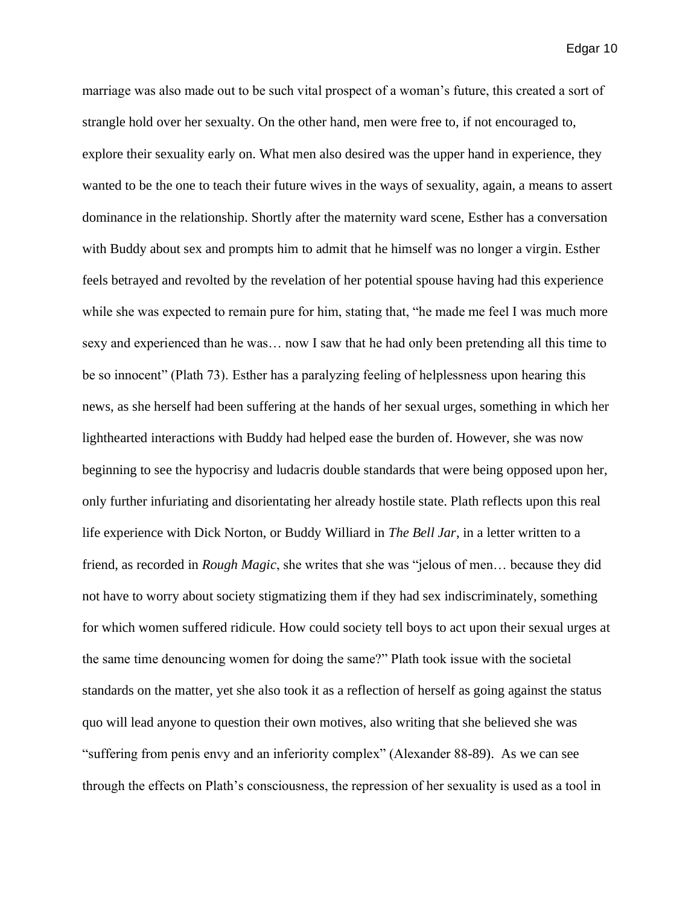marriage was also made out to be such vital prospect of a woman's future, this created a sort of strangle hold over her sexualty. On the other hand, men were free to, if not encouraged to, explore their sexuality early on. What men also desired was the upper hand in experience, they wanted to be the one to teach their future wives in the ways of sexuality, again, a means to assert dominance in the relationship. Shortly after the maternity ward scene, Esther has a conversation with Buddy about sex and prompts him to admit that he himself was no longer a virgin. Esther feels betrayed and revolted by the revelation of her potential spouse having had this experience while she was expected to remain pure for him, stating that, "he made me feel I was much more sexy and experienced than he was… now I saw that he had only been pretending all this time to be so innocent" (Plath 73). Esther has a paralyzing feeling of helplessness upon hearing this news, as she herself had been suffering at the hands of her sexual urges, something in which her lighthearted interactions with Buddy had helped ease the burden of. However, she was now beginning to see the hypocrisy and ludacris double standards that were being opposed upon her, only further infuriating and disorientating her already hostile state. Plath reflects upon this real life experience with Dick Norton, or Buddy Williard in *The Bell Jar*, in a letter written to a friend, as recorded in *Rough Magic*, she writes that she was "jelous of men… because they did not have to worry about society stigmatizing them if they had sex indiscriminately, something for which women suffered ridicule. How could society tell boys to act upon their sexual urges at the same time denouncing women for doing the same?" Plath took issue with the societal standards on the matter, yet she also took it as a reflection of herself as going against the status quo will lead anyone to question their own motives, also writing that she believed she was "suffering from penis envy and an inferiority complex" (Alexander 88-89). As we can see through the effects on Plath's consciousness, the repression of her sexuality is used as a tool in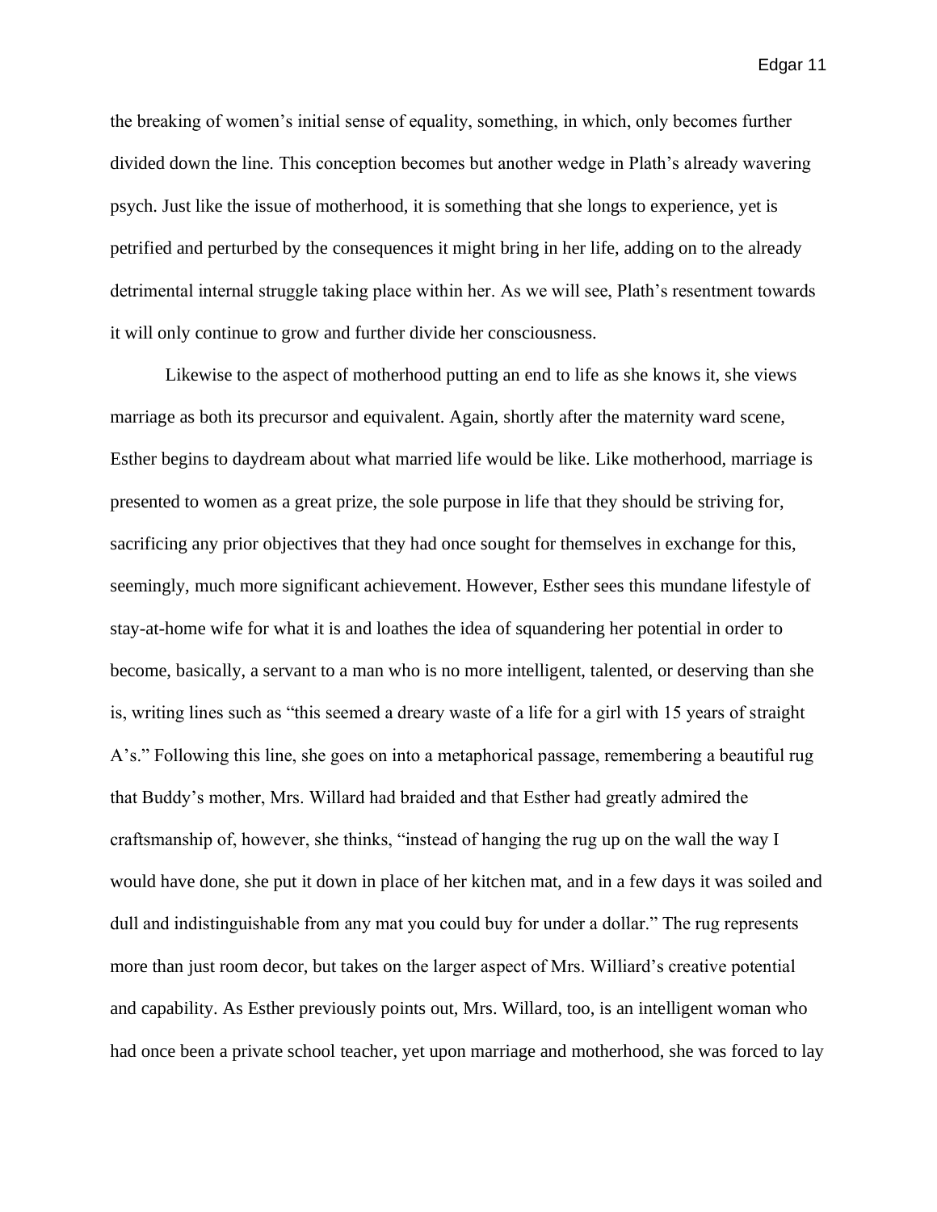the breaking of women's initial sense of equality, something, in which, only becomes further divided down the line. This conception becomes but another wedge in Plath's already wavering psych. Just like the issue of motherhood, it is something that she longs to experience, yet is petrified and perturbed by the consequences it might bring in her life, adding on to the already detrimental internal struggle taking place within her. As we will see, Plath's resentment towards it will only continue to grow and further divide her consciousness.

Likewise to the aspect of motherhood putting an end to life as she knows it, she views marriage as both its precursor and equivalent. Again, shortly after the maternity ward scene, Esther begins to daydream about what married life would be like. Like motherhood, marriage is presented to women as a great prize, the sole purpose in life that they should be striving for, sacrificing any prior objectives that they had once sought for themselves in exchange for this, seemingly, much more significant achievement. However, Esther sees this mundane lifestyle of stay-at-home wife for what it is and loathes the idea of squandering her potential in order to become, basically, a servant to a man who is no more intelligent, talented, or deserving than she is, writing lines such as "this seemed a dreary waste of a life for a girl with 15 years of straight A's." Following this line, she goes on into a metaphorical passage, remembering a beautiful rug that Buddy's mother, Mrs. Willard had braided and that Esther had greatly admired the craftsmanship of, however, she thinks, "instead of hanging the rug up on the wall the way I would have done, she put it down in place of her kitchen mat, and in a few days it was soiled and dull and indistinguishable from any mat you could buy for under a dollar." The rug represents more than just room decor, but takes on the larger aspect of Mrs. Williard's creative potential and capability. As Esther previously points out, Mrs. Willard, too, is an intelligent woman who had once been a private school teacher, yet upon marriage and motherhood, she was forced to lay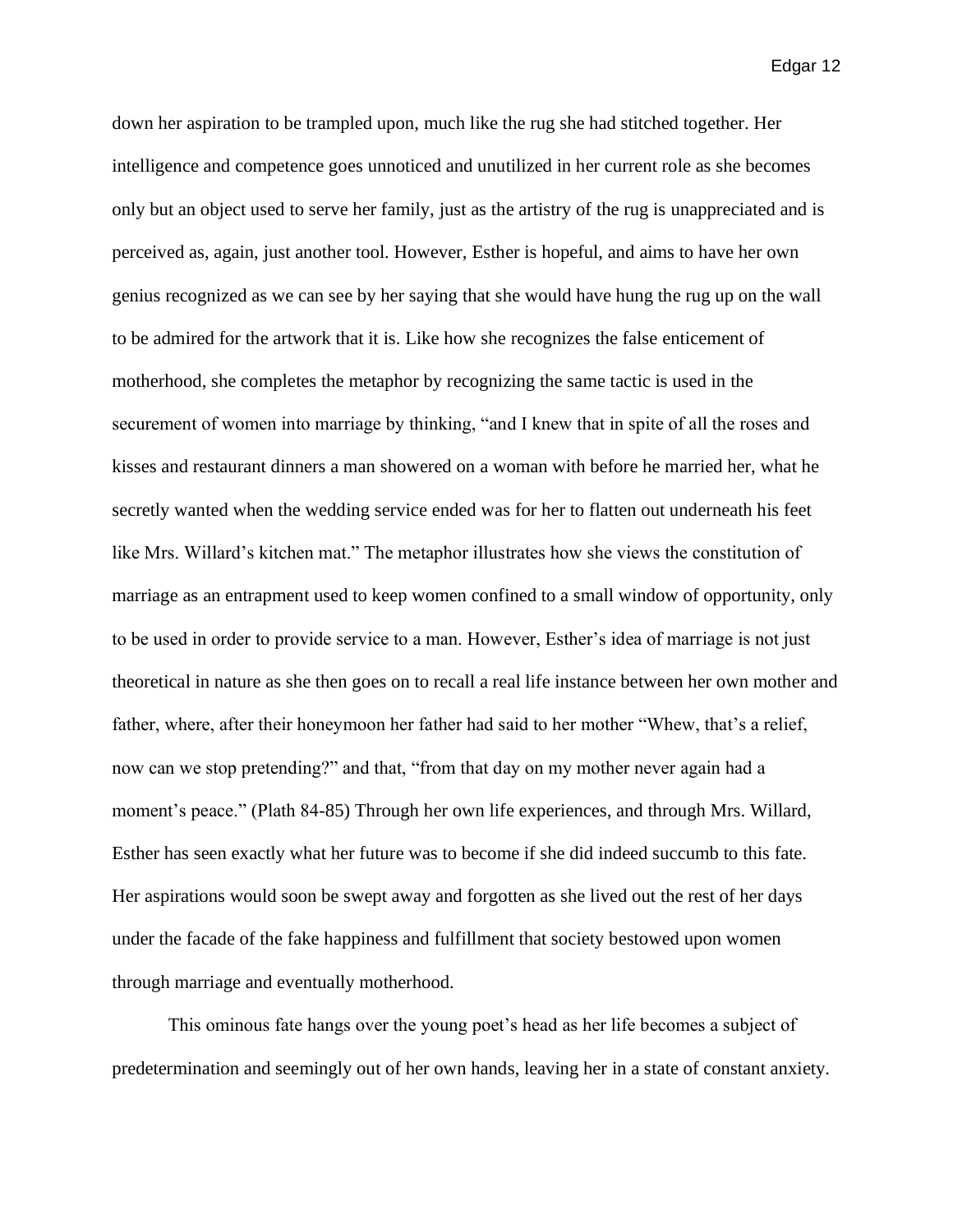down her aspiration to be trampled upon, much like the rug she had stitched together. Her intelligence and competence goes unnoticed and unutilized in her current role as she becomes only but an object used to serve her family, just as the artistry of the rug is unappreciated and is perceived as, again, just another tool. However, Esther is hopeful, and aims to have her own genius recognized as we can see by her saying that she would have hung the rug up on the wall to be admired for the artwork that it is. Like how she recognizes the false enticement of motherhood, she completes the metaphor by recognizing the same tactic is used in the securement of women into marriage by thinking, "and I knew that in spite of all the roses and kisses and restaurant dinners a man showered on a woman with before he married her, what he secretly wanted when the wedding service ended was for her to flatten out underneath his feet like Mrs. Willard's kitchen mat." The metaphor illustrates how she views the constitution of marriage as an entrapment used to keep women confined to a small window of opportunity, only to be used in order to provide service to a man. However, Esther's idea of marriage is not just theoretical in nature as she then goes on to recall a real life instance between her own mother and father, where, after their honeymoon her father had said to her mother "Whew, that's a relief, now can we stop pretending?" and that, "from that day on my mother never again had a moment's peace." (Plath 84-85) Through her own life experiences, and through Mrs. Willard, Esther has seen exactly what her future was to become if she did indeed succumb to this fate. Her aspirations would soon be swept away and forgotten as she lived out the rest of her days under the facade of the fake happiness and fulfillment that society bestowed upon women through marriage and eventually motherhood.

This ominous fate hangs over the young poet's head as her life becomes a subject of predetermination and seemingly out of her own hands, leaving her in a state of constant anxiety.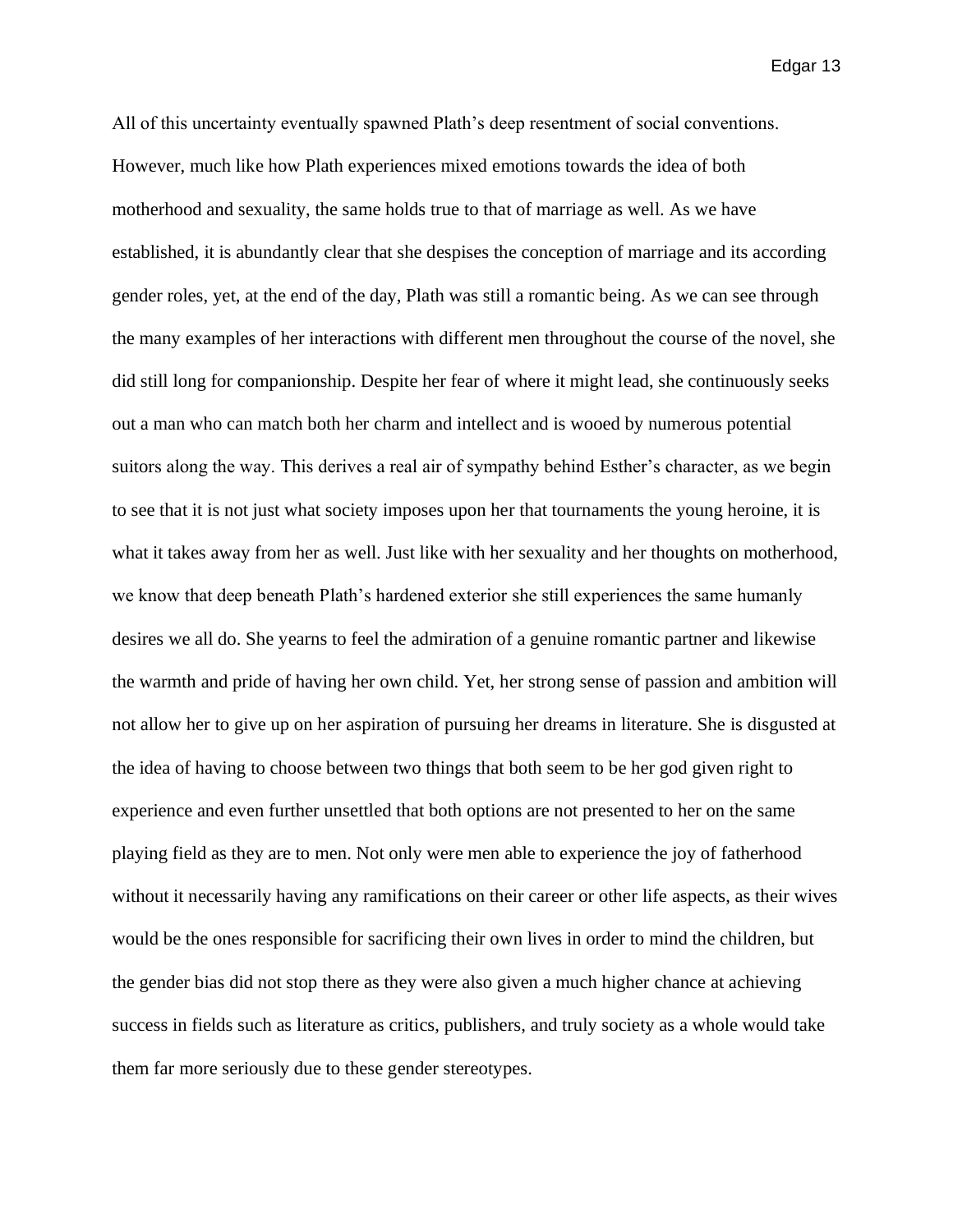All of this uncertainty eventually spawned Plath's deep resentment of social conventions. However, much like how Plath experiences mixed emotions towards the idea of both motherhood and sexuality, the same holds true to that of marriage as well. As we have established, it is abundantly clear that she despises the conception of marriage and its according gender roles, yet, at the end of the day, Plath was still a romantic being. As we can see through the many examples of her interactions with different men throughout the course of the novel, she did still long for companionship. Despite her fear of where it might lead, she continuously seeks out a man who can match both her charm and intellect and is wooed by numerous potential suitors along the way. This derives a real air of sympathy behind Esther's character, as we begin to see that it is not just what society imposes upon her that tournaments the young heroine, it is what it takes away from her as well. Just like with her sexuality and her thoughts on motherhood, we know that deep beneath Plath's hardened exterior she still experiences the same humanly desires we all do. She yearns to feel the admiration of a genuine romantic partner and likewise the warmth and pride of having her own child. Yet, her strong sense of passion and ambition will not allow her to give up on her aspiration of pursuing her dreams in literature. She is disgusted at the idea of having to choose between two things that both seem to be her god given right to experience and even further unsettled that both options are not presented to her on the same playing field as they are to men. Not only were men able to experience the joy of fatherhood without it necessarily having any ramifications on their career or other life aspects, as their wives would be the ones responsible for sacrificing their own lives in order to mind the children, but the gender bias did not stop there as they were also given a much higher chance at achieving success in fields such as literature as critics, publishers, and truly society as a whole would take them far more seriously due to these gender stereotypes.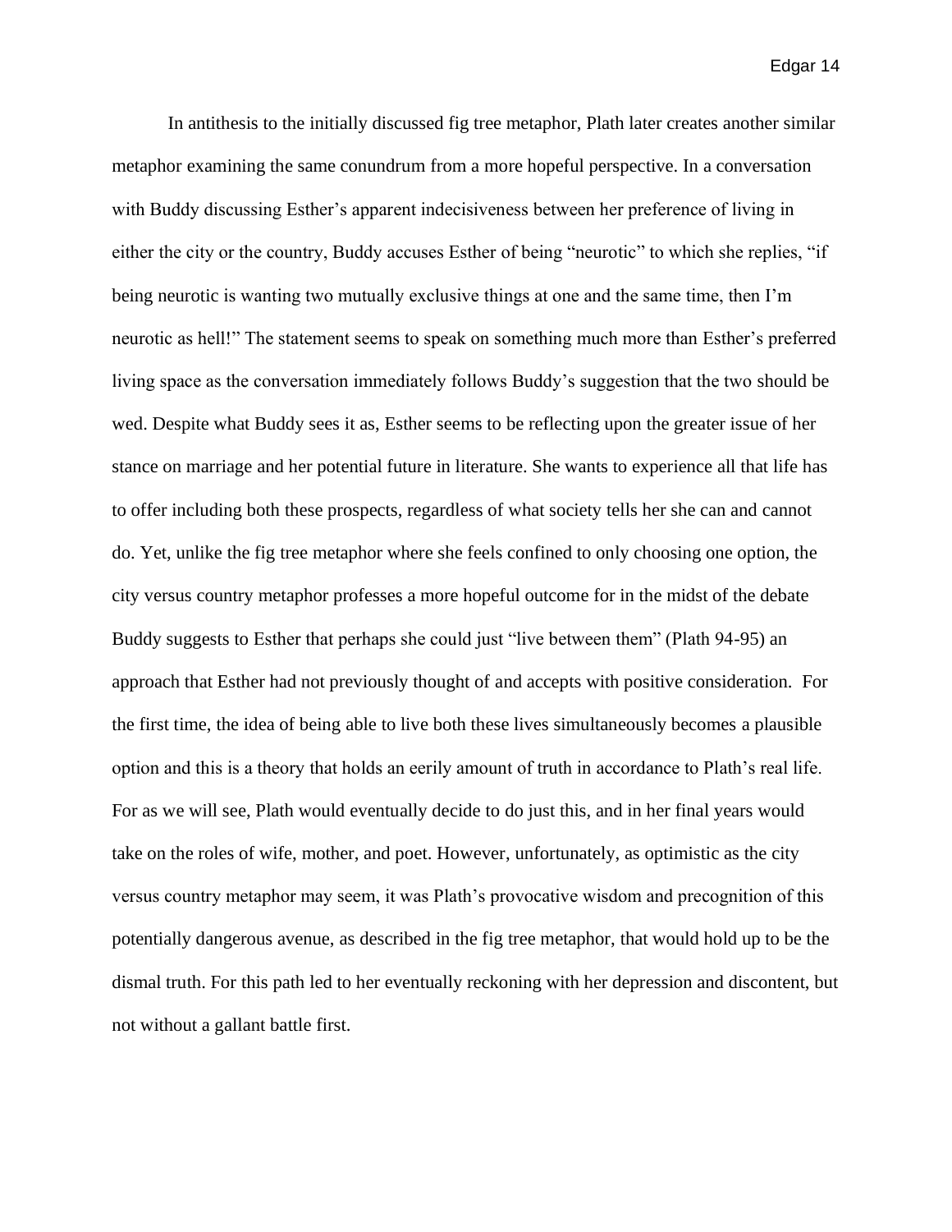In antithesis to the initially discussed fig tree metaphor, Plath later creates another similar metaphor examining the same conundrum from a more hopeful perspective. In a conversation with Buddy discussing Esther's apparent indecisiveness between her preference of living in either the city or the country, Buddy accuses Esther of being "neurotic" to which she replies, "if being neurotic is wanting two mutually exclusive things at one and the same time, then I'm neurotic as hell!" The statement seems to speak on something much more than Esther's preferred living space as the conversation immediately follows Buddy's suggestion that the two should be wed. Despite what Buddy sees it as, Esther seems to be reflecting upon the greater issue of her stance on marriage and her potential future in literature. She wants to experience all that life has to offer including both these prospects, regardless of what society tells her she can and cannot do. Yet, unlike the fig tree metaphor where she feels confined to only choosing one option, the city versus country metaphor professes a more hopeful outcome for in the midst of the debate Buddy suggests to Esther that perhaps she could just "live between them" (Plath 94-95) an approach that Esther had not previously thought of and accepts with positive consideration. For the first time, the idea of being able to live both these lives simultaneously becomes a plausible option and this is a theory that holds an eerily amount of truth in accordance to Plath's real life. For as we will see, Plath would eventually decide to do just this, and in her final years would take on the roles of wife, mother, and poet. However, unfortunately, as optimistic as the city versus country metaphor may seem, it was Plath's provocative wisdom and precognition of this potentially dangerous avenue, as described in the fig tree metaphor, that would hold up to be the dismal truth. For this path led to her eventually reckoning with her depression and discontent, but not without a gallant battle first.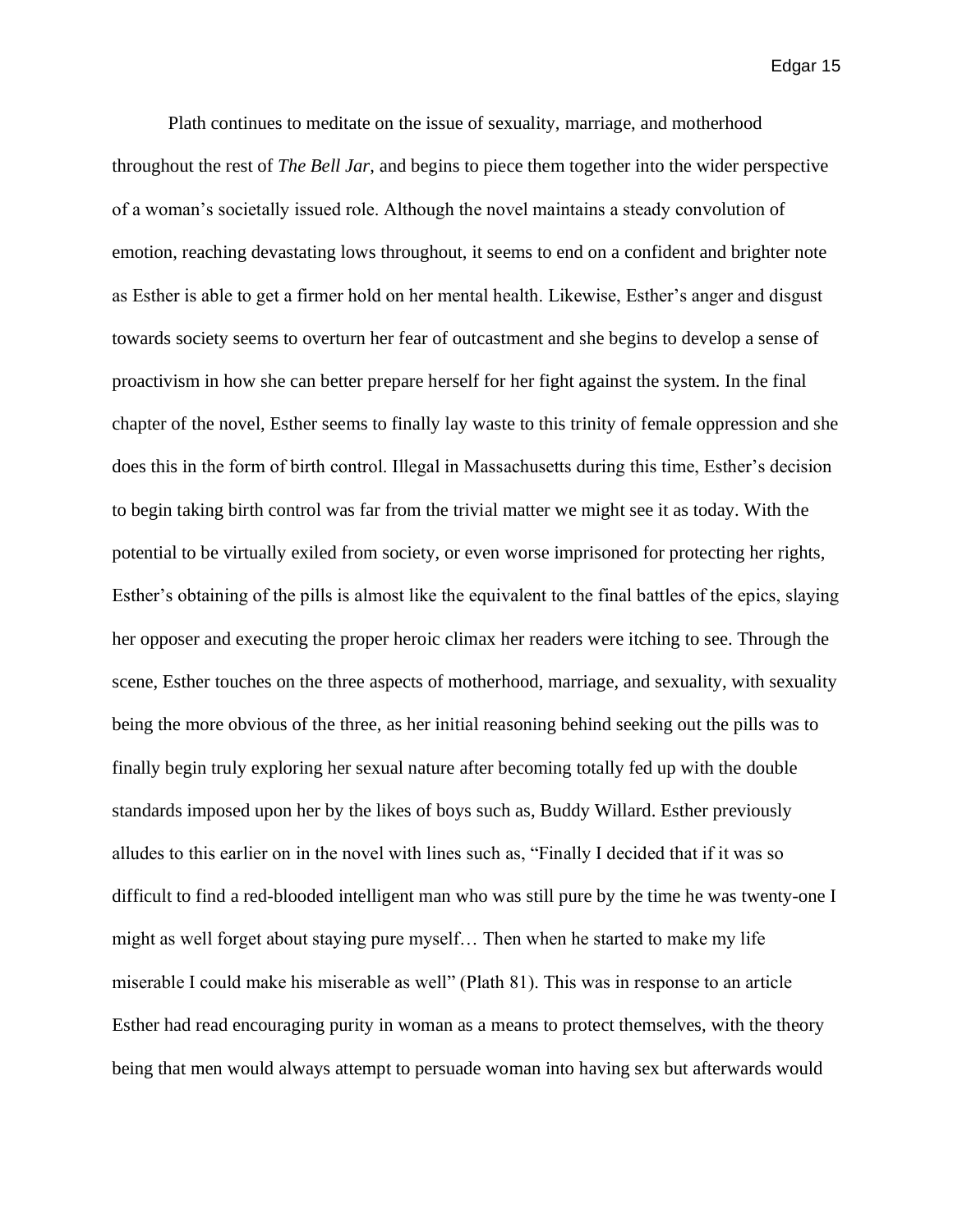Plath continues to meditate on the issue of sexuality, marriage, and motherhood throughout the rest of *The Bell Jar*, and begins to piece them together into the wider perspective of a woman's societally issued role. Although the novel maintains a steady convolution of emotion, reaching devastating lows throughout, it seems to end on a confident and brighter note as Esther is able to get a firmer hold on her mental health. Likewise, Esther's anger and disgust towards society seems to overturn her fear of outcastment and she begins to develop a sense of proactivism in how she can better prepare herself for her fight against the system. In the final chapter of the novel, Esther seems to finally lay waste to this trinity of female oppression and she does this in the form of birth control. Illegal in Massachusetts during this time, Esther's decision to begin taking birth control was far from the trivial matter we might see it as today. With the potential to be virtually exiled from society, or even worse imprisoned for protecting her rights, Esther's obtaining of the pills is almost like the equivalent to the final battles of the epics, slaying her opposer and executing the proper heroic climax her readers were itching to see. Through the scene, Esther touches on the three aspects of motherhood, marriage, and sexuality, with sexuality being the more obvious of the three, as her initial reasoning behind seeking out the pills was to finally begin truly exploring her sexual nature after becoming totally fed up with the double standards imposed upon her by the likes of boys such as, Buddy Willard. Esther previously alludes to this earlier on in the novel with lines such as, "Finally I decided that if it was so difficult to find a red-blooded intelligent man who was still pure by the time he was twenty-one I might as well forget about staying pure myself… Then when he started to make my life miserable I could make his miserable as well" (Plath 81). This was in response to an article Esther had read encouraging purity in woman as a means to protect themselves, with the theory being that men would always attempt to persuade woman into having sex but afterwards would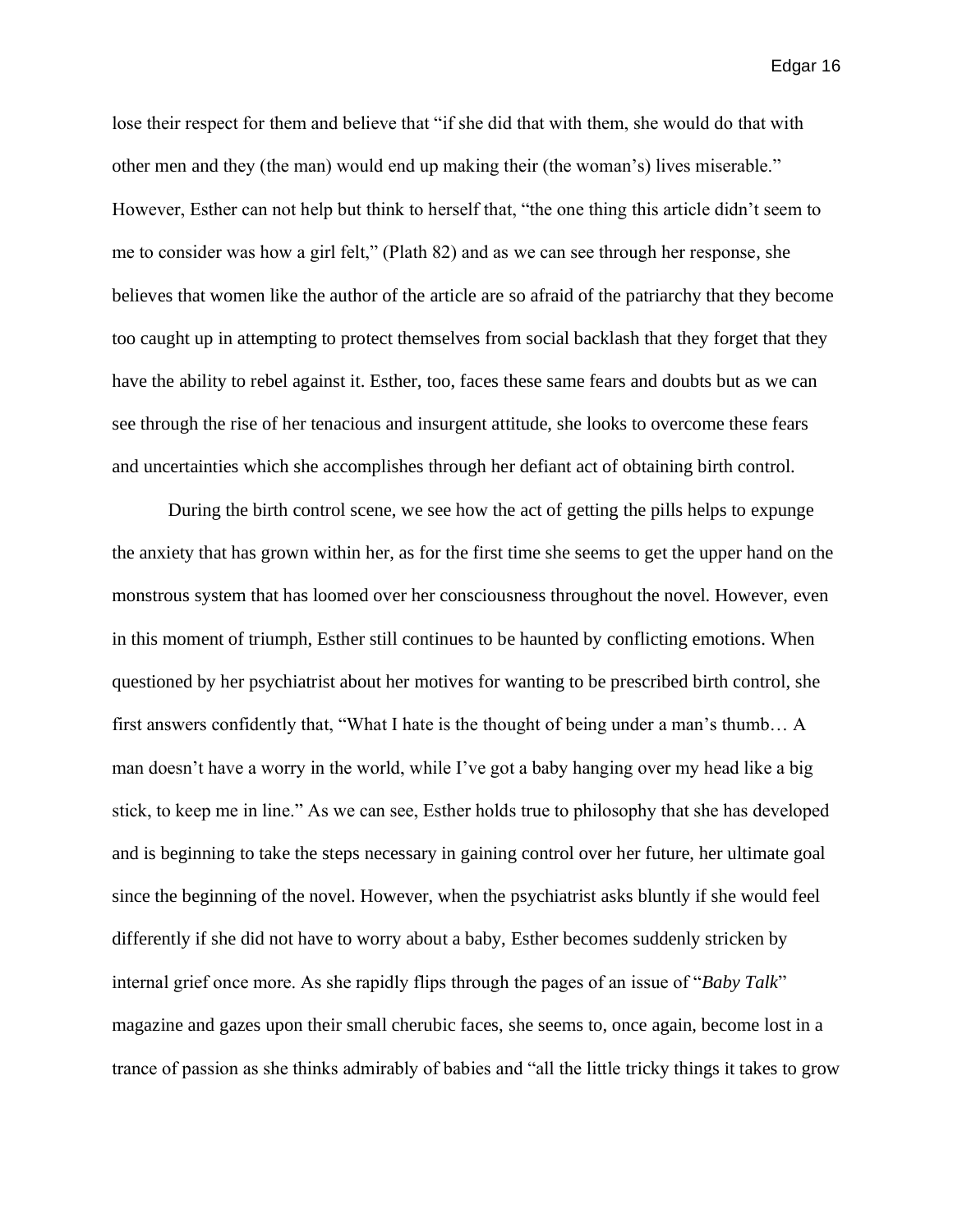lose their respect for them and believe that "if she did that with them, she would do that with other men and they (the man) would end up making their (the woman's) lives miserable." However, Esther can not help but think to herself that, "the one thing this article didn't seem to me to consider was how a girl felt," (Plath 82) and as we can see through her response, she believes that women like the author of the article are so afraid of the patriarchy that they become too caught up in attempting to protect themselves from social backlash that they forget that they have the ability to rebel against it. Esther, too, faces these same fears and doubts but as we can see through the rise of her tenacious and insurgent attitude, she looks to overcome these fears and uncertainties which she accomplishes through her defiant act of obtaining birth control.

During the birth control scene, we see how the act of getting the pills helps to expunge the anxiety that has grown within her, as for the first time she seems to get the upper hand on the monstrous system that has loomed over her consciousness throughout the novel. However, even in this moment of triumph, Esther still continues to be haunted by conflicting emotions. When questioned by her psychiatrist about her motives for wanting to be prescribed birth control, she first answers confidently that, "What I hate is the thought of being under a man's thumb… A man doesn't have a worry in the world, while I've got a baby hanging over my head like a big stick, to keep me in line." As we can see, Esther holds true to philosophy that she has developed and is beginning to take the steps necessary in gaining control over her future, her ultimate goal since the beginning of the novel. However, when the psychiatrist asks bluntly if she would feel differently if she did not have to worry about a baby, Esther becomes suddenly stricken by internal grief once more. As she rapidly flips through the pages of an issue of "*Baby Talk*" magazine and gazes upon their small cherubic faces, she seems to, once again, become lost in a trance of passion as she thinks admirably of babies and "all the little tricky things it takes to grow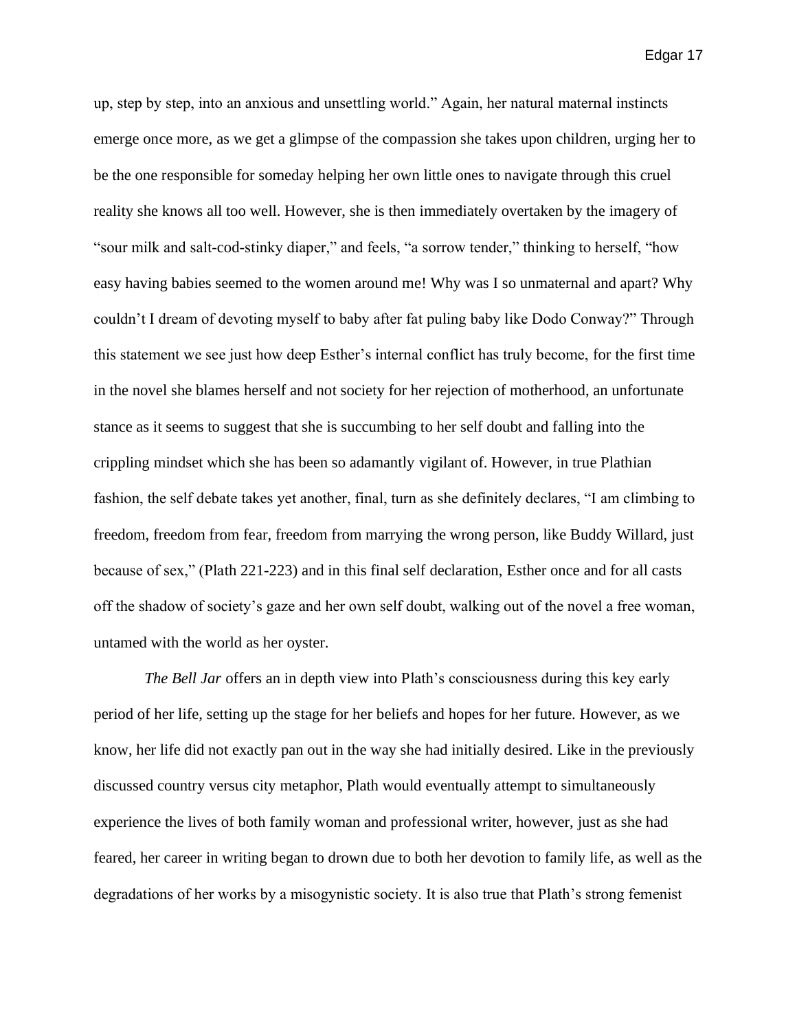up, step by step, into an anxious and unsettling world." Again, her natural maternal instincts emerge once more, as we get a glimpse of the compassion she takes upon children, urging her to be the one responsible for someday helping her own little ones to navigate through this cruel reality she knows all too well. However, she is then immediately overtaken by the imagery of "sour milk and salt-cod-stinky diaper," and feels, "a sorrow tender," thinking to herself, "how easy having babies seemed to the women around me! Why was I so unmaternal and apart? Why couldn't I dream of devoting myself to baby after fat puling baby like Dodo Conway?" Through this statement we see just how deep Esther's internal conflict has truly become, for the first time in the novel she blames herself and not society for her rejection of motherhood, an unfortunate stance as it seems to suggest that she is succumbing to her self doubt and falling into the crippling mindset which she has been so adamantly vigilant of. However, in true Plathian fashion, the self debate takes yet another, final, turn as she definitely declares, "I am climbing to freedom, freedom from fear, freedom from marrying the wrong person, like Buddy Willard, just because of sex," (Plath 221-223) and in this final self declaration, Esther once and for all casts off the shadow of society's gaze and her own self doubt, walking out of the novel a free woman, untamed with the world as her oyster.

*The Bell Jar* offers an in depth view into Plath's consciousness during this key early period of her life, setting up the stage for her beliefs and hopes for her future. However, as we know, her life did not exactly pan out in the way she had initially desired. Like in the previously discussed country versus city metaphor, Plath would eventually attempt to simultaneously experience the lives of both family woman and professional writer, however, just as she had feared, her career in writing began to drown due to both her devotion to family life, as well as the degradations of her works by a misogynistic society. It is also true that Plath's strong femenist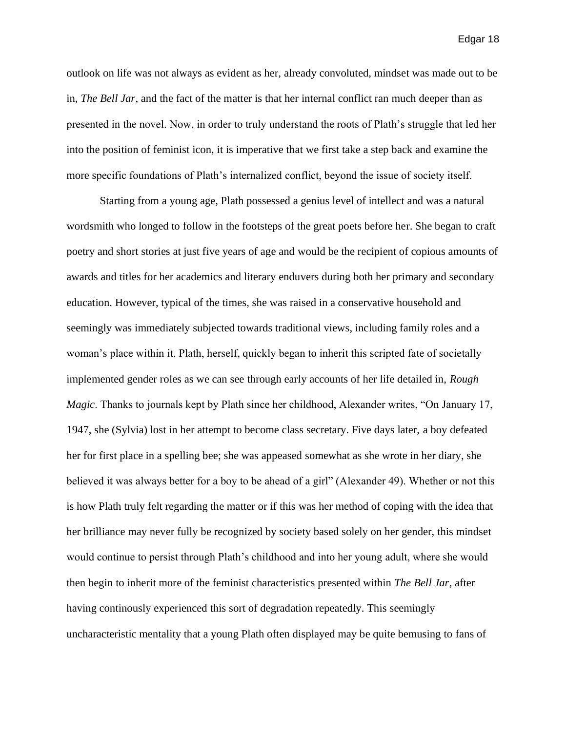outlook on life was not always as evident as her, already convoluted, mindset was made out to be in, *The Bell Jar*, and the fact of the matter is that her internal conflict ran much deeper than as presented in the novel. Now, in order to truly understand the roots of Plath's struggle that led her into the position of feminist icon, it is imperative that we first take a step back and examine the more specific foundations of Plath's internalized conflict, beyond the issue of society itself.

Starting from a young age, Plath possessed a genius level of intellect and was a natural wordsmith who longed to follow in the footsteps of the great poets before her. She began to craft poetry and short stories at just five years of age and would be the recipient of copious amounts of awards and titles for her academics and literary enduvers during both her primary and secondary education. However, typical of the times, she was raised in a conservative household and seemingly was immediately subjected towards traditional views, including family roles and a woman's place within it. Plath, herself, quickly began to inherit this scripted fate of societally implemented gender roles as we can see through early accounts of her life detailed in, *Rough Magic*. Thanks to journals kept by Plath since her childhood, Alexander writes, "On January 17, 1947, she (Sylvia) lost in her attempt to become class secretary. Five days later, a boy defeated her for first place in a spelling bee; she was appeased somewhat as she wrote in her diary, she believed it was always better for a boy to be ahead of a girl" (Alexander 49). Whether or not this is how Plath truly felt regarding the matter or if this was her method of coping with the idea that her brilliance may never fully be recognized by society based solely on her gender, this mindset would continue to persist through Plath's childhood and into her young adult, where she would then begin to inherit more of the feminist characteristics presented within *The Bell Jar*, after having continously experienced this sort of degradation repeatedly. This seemingly uncharacteristic mentality that a young Plath often displayed may be quite bemusing to fans of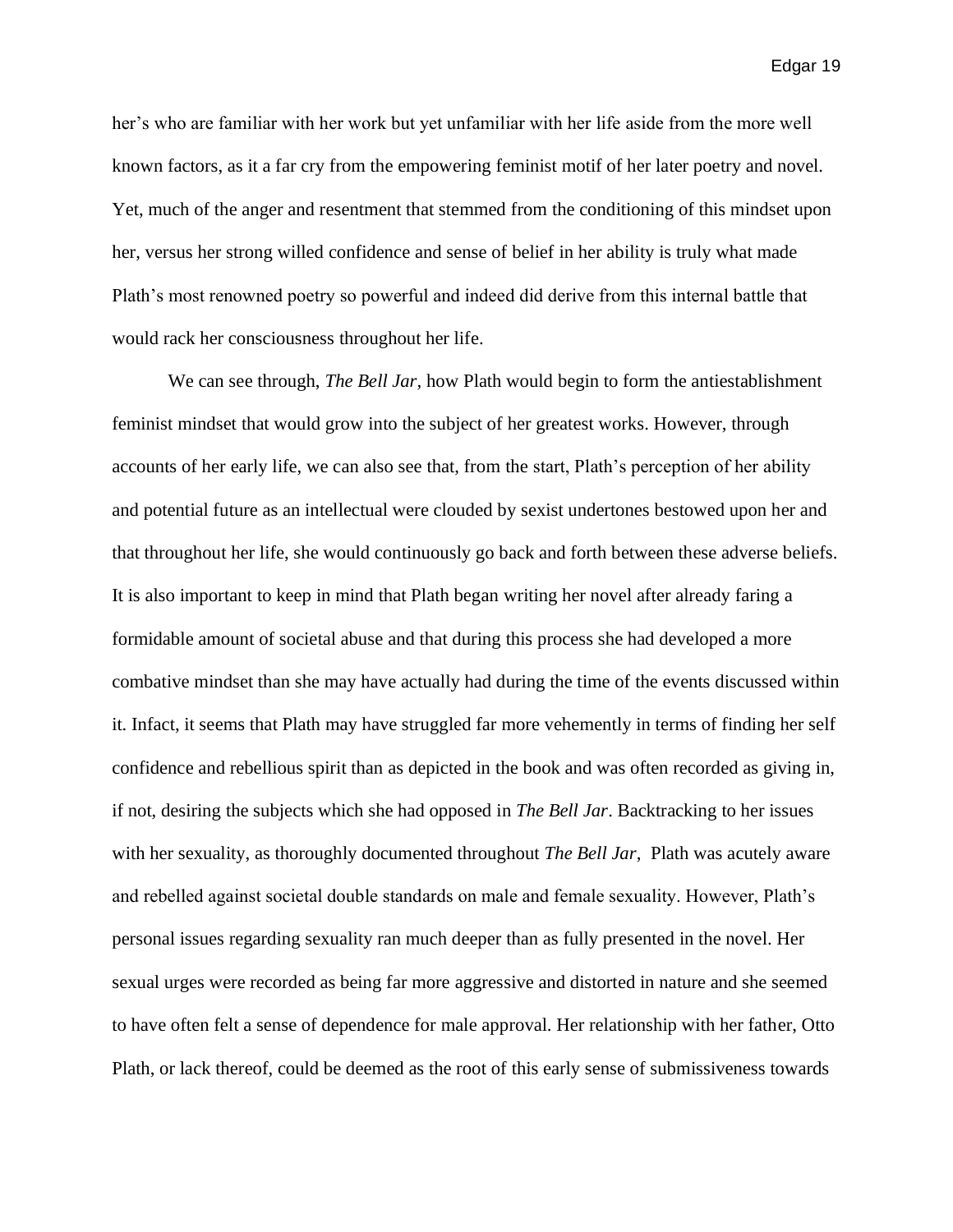her's who are familiar with her work but yet unfamiliar with her life aside from the more well known factors, as it a far cry from the empowering feminist motif of her later poetry and novel. Yet, much of the anger and resentment that stemmed from the conditioning of this mindset upon her, versus her strong willed confidence and sense of belief in her ability is truly what made Plath's most renowned poetry so powerful and indeed did derive from this internal battle that would rack her consciousness throughout her life.

We can see through, *The Bell Jar*, how Plath would begin to form the antiestablishment feminist mindset that would grow into the subject of her greatest works. However, through accounts of her early life, we can also see that, from the start, Plath's perception of her ability and potential future as an intellectual were clouded by sexist undertones bestowed upon her and that throughout her life, she would continuously go back and forth between these adverse beliefs. It is also important to keep in mind that Plath began writing her novel after already faring a formidable amount of societal abuse and that during this process she had developed a more combative mindset than she may have actually had during the time of the events discussed within it. Infact, it seems that Plath may have struggled far more vehemently in terms of finding her self confidence and rebellious spirit than as depicted in the book and was often recorded as giving in, if not, desiring the subjects which she had opposed in *The Bell Jar*. Backtracking to her issues with her sexuality, as thoroughly documented throughout *The Bell Jar*, Plath was acutely aware and rebelled against societal double standards on male and female sexuality. However, Plath's personal issues regarding sexuality ran much deeper than as fully presented in the novel. Her sexual urges were recorded as being far more aggressive and distorted in nature and she seemed to have often felt a sense of dependence for male approval. Her relationship with her father, Otto Plath, or lack thereof, could be deemed as the root of this early sense of submissiveness towards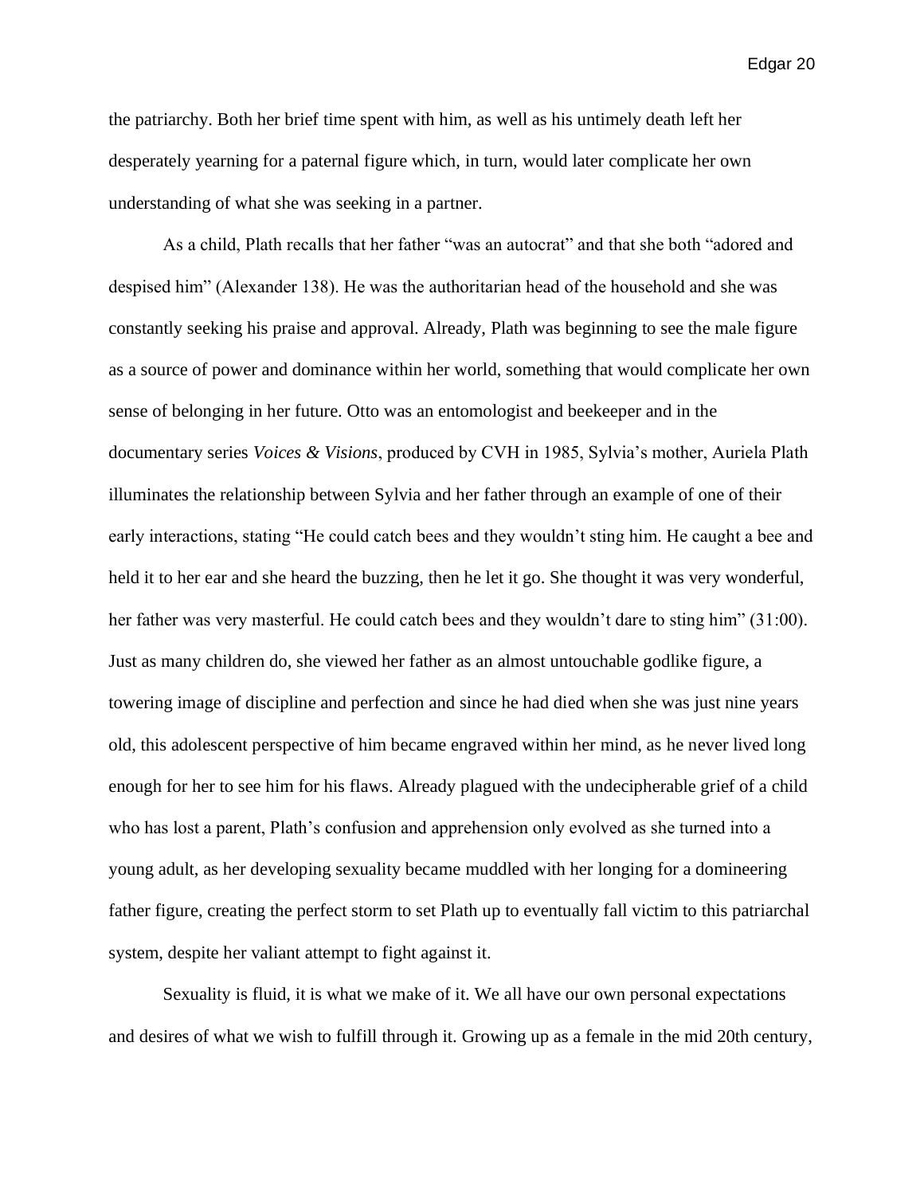the patriarchy. Both her brief time spent with him, as well as his untimely death left her desperately yearning for a paternal figure which, in turn, would later complicate her own understanding of what she was seeking in a partner.

As a child, Plath recalls that her father "was an autocrat" and that she both "adored and despised him" (Alexander 138). He was the authoritarian head of the household and she was constantly seeking his praise and approval. Already, Plath was beginning to see the male figure as a source of power and dominance within her world, something that would complicate her own sense of belonging in her future. Otto was an entomologist and beekeeper and in the documentary series *Voices & Visions*, produced by CVH in 1985, Sylvia's mother, Auriela Plath illuminates the relationship between Sylvia and her father through an example of one of their early interactions, stating "He could catch bees and they wouldn't sting him. He caught a bee and held it to her ear and she heard the buzzing, then he let it go. She thought it was very wonderful, her father was very masterful. He could catch bees and they wouldn't dare to sting him" (31:00). Just as many children do, she viewed her father as an almost untouchable godlike figure, a towering image of discipline and perfection and since he had died when she was just nine years old, this adolescent perspective of him became engraved within her mind, as he never lived long enough for her to see him for his flaws. Already plagued with the undecipherable grief of a child who has lost a parent, Plath's confusion and apprehension only evolved as she turned into a young adult, as her developing sexuality became muddled with her longing for a domineering father figure, creating the perfect storm to set Plath up to eventually fall victim to this patriarchal system, despite her valiant attempt to fight against it.

Sexuality is fluid, it is what we make of it. We all have our own personal expectations and desires of what we wish to fulfill through it. Growing up as a female in the mid 20th century,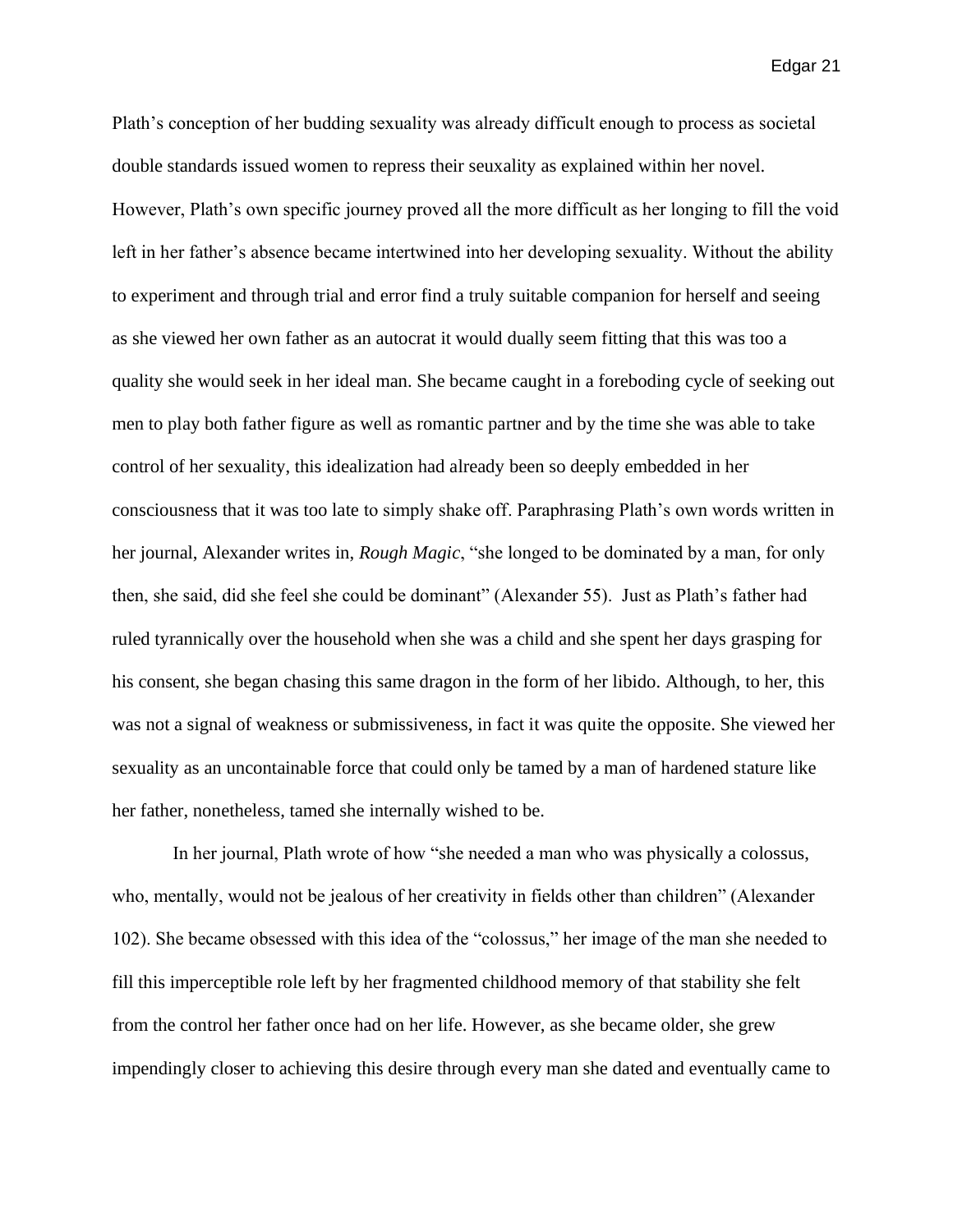Plath's conception of her budding sexuality was already difficult enough to process as societal double standards issued women to repress their seuxality as explained within her novel. However, Plath's own specific journey proved all the more difficult as her longing to fill the void left in her father's absence became intertwined into her developing sexuality. Without the ability to experiment and through trial and error find a truly suitable companion for herself and seeing as she viewed her own father as an autocrat it would dually seem fitting that this was too a quality she would seek in her ideal man. She became caught in a foreboding cycle of seeking out men to play both father figure as well as romantic partner and by the time she was able to take control of her sexuality, this idealization had already been so deeply embedded in her consciousness that it was too late to simply shake off. Paraphrasing Plath's own words written in her journal, Alexander writes in, *Rough Magic*, "she longed to be dominated by a man, for only then, she said, did she feel she could be dominant" (Alexander 55). Just as Plath's father had ruled tyrannically over the household when she was a child and she spent her days grasping for his consent, she began chasing this same dragon in the form of her libido. Although, to her, this was not a signal of weakness or submissiveness, in fact it was quite the opposite. She viewed her sexuality as an uncontainable force that could only be tamed by a man of hardened stature like her father, nonetheless, tamed she internally wished to be.

In her journal, Plath wrote of how "she needed a man who was physically a colossus, who, mentally, would not be jealous of her creativity in fields other than children" (Alexander 102). She became obsessed with this idea of the "colossus," her image of the man she needed to fill this imperceptible role left by her fragmented childhood memory of that stability she felt from the control her father once had on her life. However, as she became older, she grew impendingly closer to achieving this desire through every man she dated and eventually came to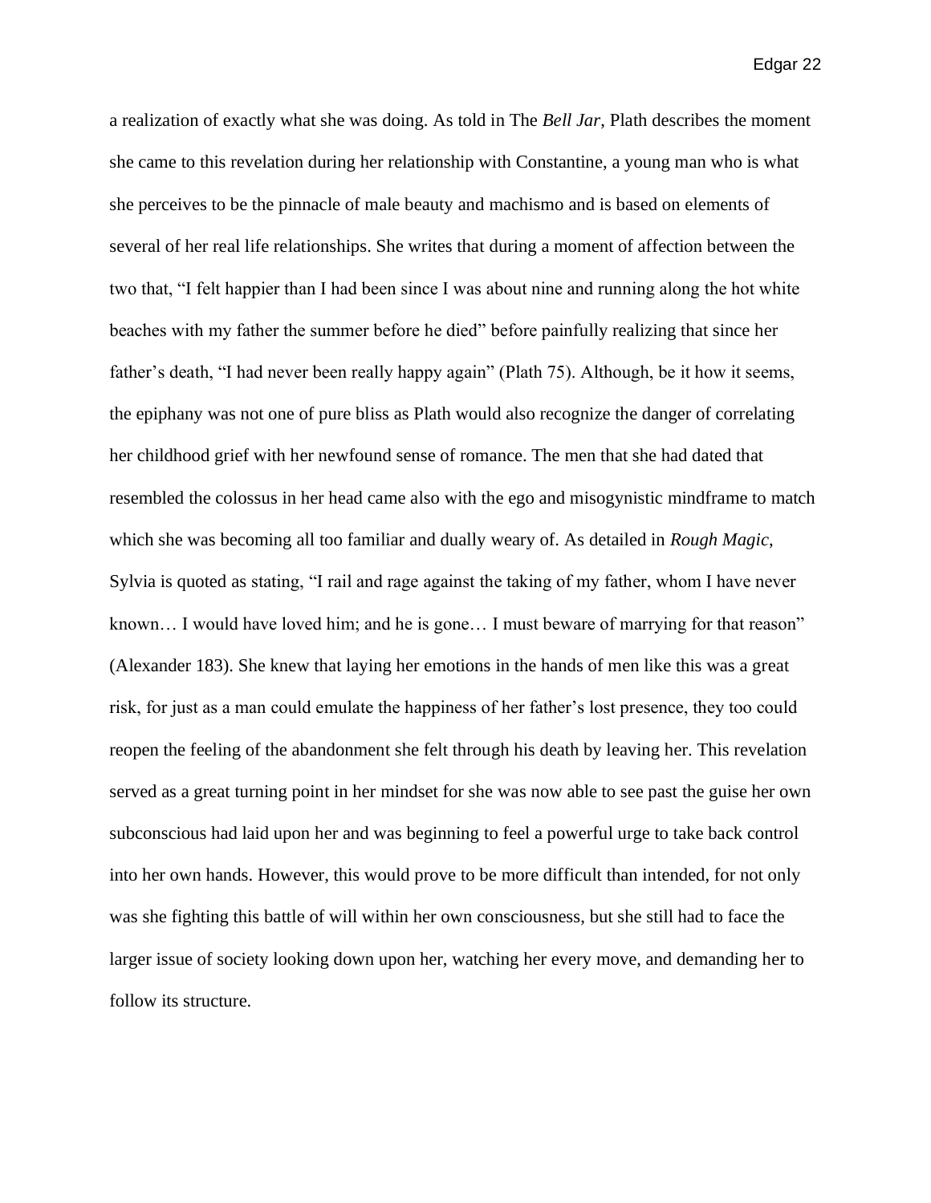a realization of exactly what she was doing. As told in The *Bell Jar*, Plath describes the moment she came to this revelation during her relationship with Constantine, a young man who is what she perceives to be the pinnacle of male beauty and machismo and is based on elements of several of her real life relationships. She writes that during a moment of affection between the two that, "I felt happier than I had been since I was about nine and running along the hot white beaches with my father the summer before he died" before painfully realizing that since her father's death, "I had never been really happy again" (Plath 75). Although, be it how it seems, the epiphany was not one of pure bliss as Plath would also recognize the danger of correlating her childhood grief with her newfound sense of romance. The men that she had dated that resembled the colossus in her head came also with the ego and misogynistic mindframe to match which she was becoming all too familiar and dually weary of. As detailed in *Rough Magic*, Sylvia is quoted as stating, "I rail and rage against the taking of my father, whom I have never known… I would have loved him; and he is gone… I must beware of marrying for that reason" (Alexander 183). She knew that laying her emotions in the hands of men like this was a great risk, for just as a man could emulate the happiness of her father's lost presence, they too could reopen the feeling of the abandonment she felt through his death by leaving her. This revelation served as a great turning point in her mindset for she was now able to see past the guise her own subconscious had laid upon her and was beginning to feel a powerful urge to take back control into her own hands. However, this would prove to be more difficult than intended, for not only was she fighting this battle of will within her own consciousness, but she still had to face the larger issue of society looking down upon her, watching her every move, and demanding her to follow its structure.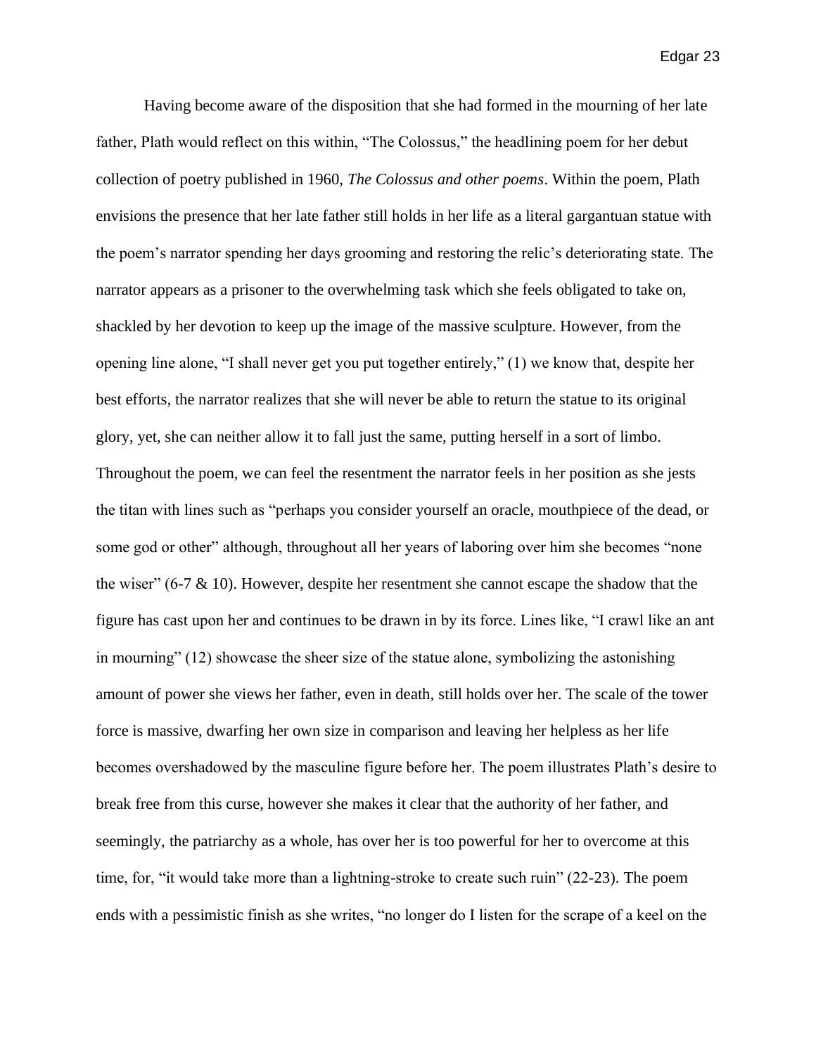Having become aware of the disposition that she had formed in the mourning of her late father, Plath would reflect on this within, "The Colossus," the headlining poem for her debut collection of poetry published in 1960, *The Colossus and other poems*. Within the poem, Plath envisions the presence that her late father still holds in her life as a literal gargantuan statue with the poem's narrator spending her days grooming and restoring the relic's deteriorating state. The narrator appears as a prisoner to the overwhelming task which she feels obligated to take on, shackled by her devotion to keep up the image of the massive sculpture. However, from the opening line alone, "I shall never get you put together entirely," (1) we know that, despite her best efforts, the narrator realizes that she will never be able to return the statue to its original glory, yet, she can neither allow it to fall just the same, putting herself in a sort of limbo. Throughout the poem, we can feel the resentment the narrator feels in her position as she jests the titan with lines such as "perhaps you consider yourself an oracle, mouthpiece of the dead, or some god or other" although, throughout all her years of laboring over him she becomes "none the wiser" (6-7 & 10). However, despite her resentment she cannot escape the shadow that the figure has cast upon her and continues to be drawn in by its force. Lines like, "I crawl like an ant in mourning" (12) showcase the sheer size of the statue alone, symbolizing the astonishing amount of power she views her father, even in death, still holds over her. The scale of the tower force is massive, dwarfing her own size in comparison and leaving her helpless as her life becomes overshadowed by the masculine figure before her. The poem illustrates Plath's desire to break free from this curse, however she makes it clear that the authority of her father, and seemingly, the patriarchy as a whole, has over her is too powerful for her to overcome at this time, for, "it would take more than a lightning-stroke to create such ruin" (22-23). The poem ends with a pessimistic finish as she writes, "no longer do I listen for the scrape of a keel on the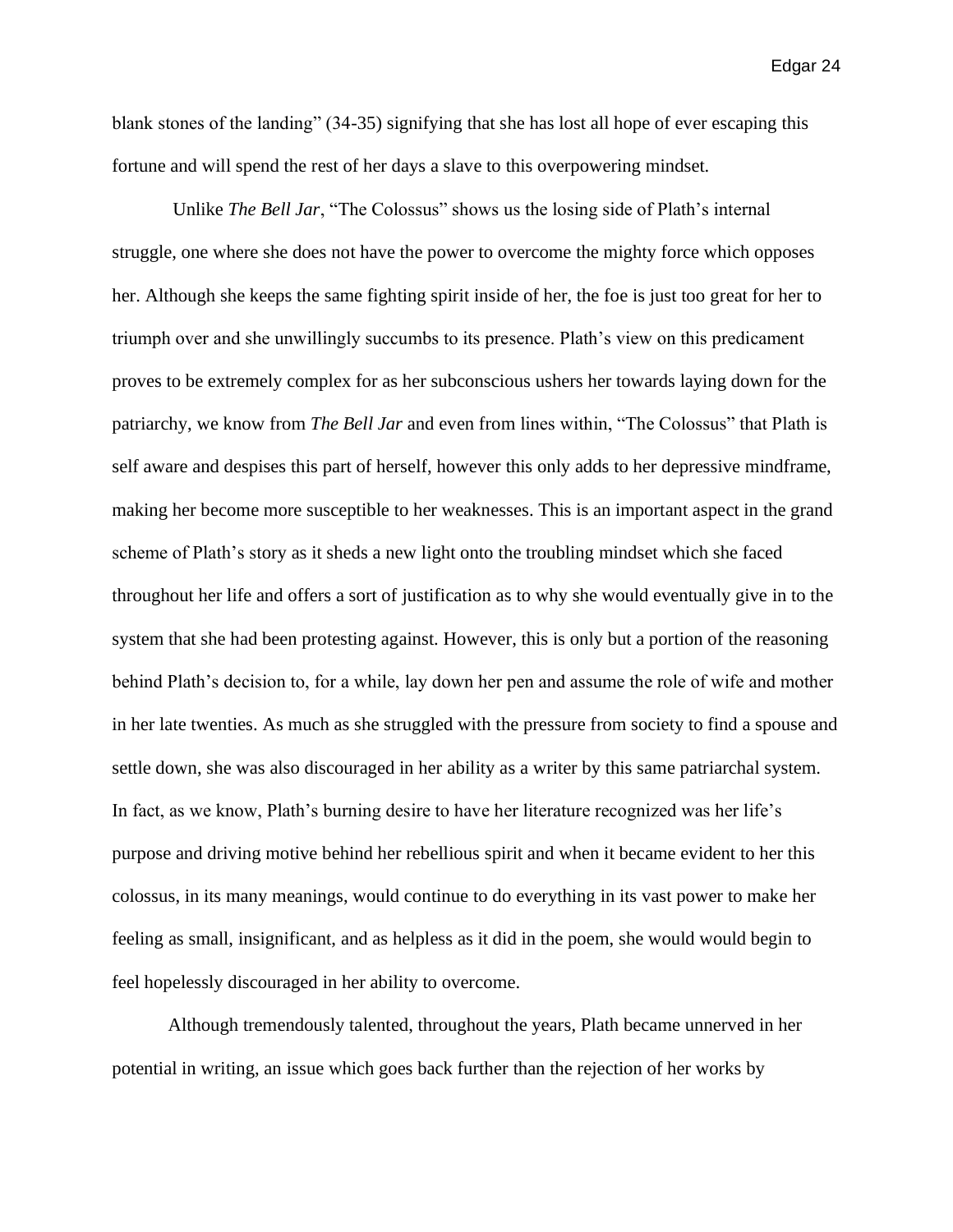blank stones of the landing" (34-35) signifying that she has lost all hope of ever escaping this fortune and will spend the rest of her days a slave to this overpowering mindset.

Unlike *The Bell Jar*, "The Colossus" shows us the losing side of Plath's internal struggle, one where she does not have the power to overcome the mighty force which opposes her. Although she keeps the same fighting spirit inside of her, the foe is just too great for her to triumph over and she unwillingly succumbs to its presence. Plath's view on this predicament proves to be extremely complex for as her subconscious ushers her towards laying down for the patriarchy, we know from *The Bell Jar* and even from lines within, "The Colossus" that Plath is self aware and despises this part of herself, however this only adds to her depressive mindframe, making her become more susceptible to her weaknesses. This is an important aspect in the grand scheme of Plath's story as it sheds a new light onto the troubling mindset which she faced throughout her life and offers a sort of justification as to why she would eventually give in to the system that she had been protesting against. However, this is only but a portion of the reasoning behind Plath's decision to, for a while, lay down her pen and assume the role of wife and mother in her late twenties. As much as she struggled with the pressure from society to find a spouse and settle down, she was also discouraged in her ability as a writer by this same patriarchal system. In fact, as we know, Plath's burning desire to have her literature recognized was her life's purpose and driving motive behind her rebellious spirit and when it became evident to her this colossus, in its many meanings, would continue to do everything in its vast power to make her feeling as small, insignificant, and as helpless as it did in the poem, she would would begin to feel hopelessly discouraged in her ability to overcome.

Although tremendously talented, throughout the years, Plath became unnerved in her potential in writing, an issue which goes back further than the rejection of her works by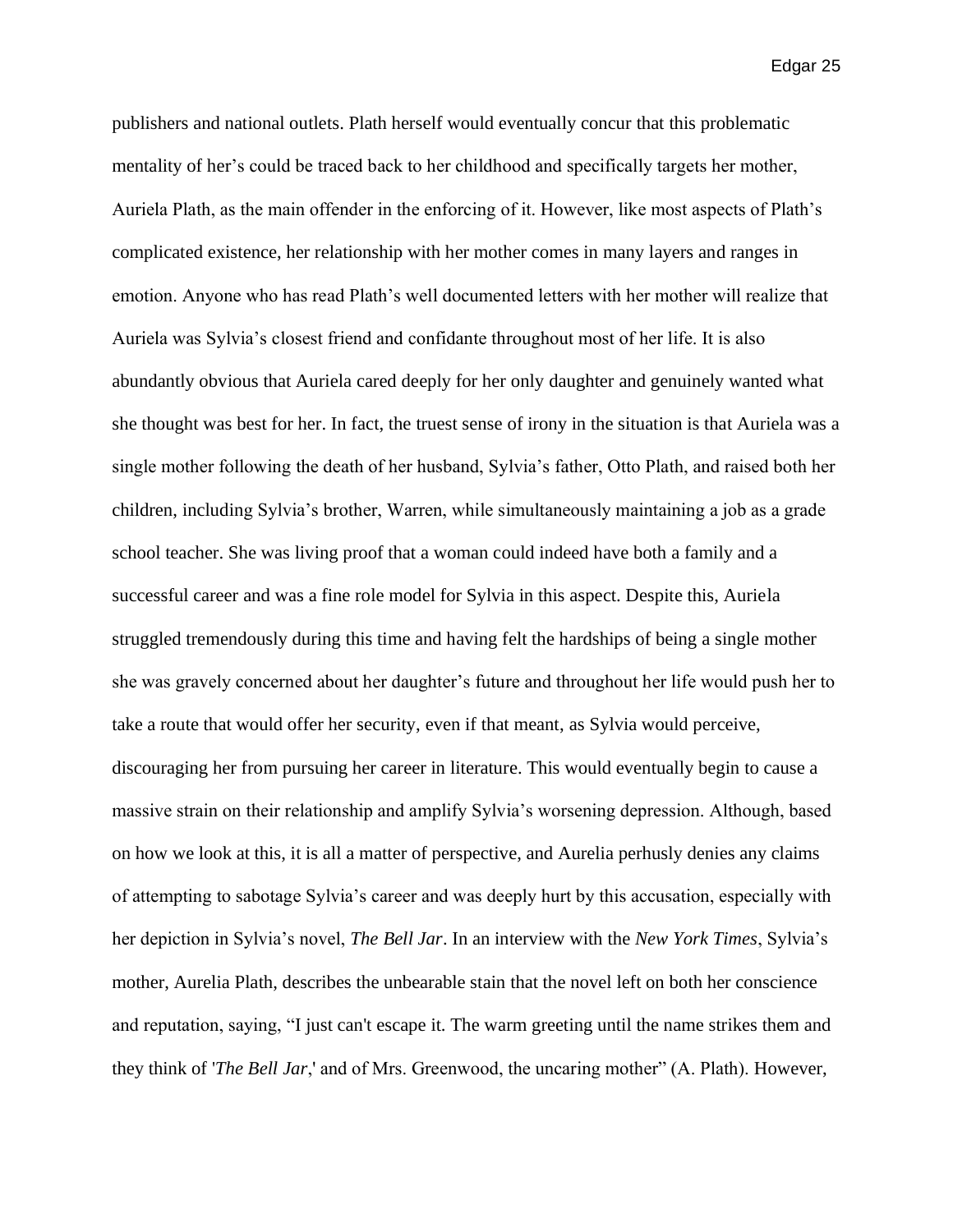publishers and national outlets. Plath herself would eventually concur that this problematic mentality of her's could be traced back to her childhood and specifically targets her mother, Auriela Plath, as the main offender in the enforcing of it. However, like most aspects of Plath's complicated existence, her relationship with her mother comes in many layers and ranges in emotion. Anyone who has read Plath's well documented letters with her mother will realize that Auriela was Sylvia's closest friend and confidante throughout most of her life. It is also abundantly obvious that Auriela cared deeply for her only daughter and genuinely wanted what she thought was best for her. In fact, the truest sense of irony in the situation is that Auriela was a single mother following the death of her husband, Sylvia's father, Otto Plath, and raised both her children, including Sylvia's brother, Warren, while simultaneously maintaining a job as a grade school teacher. She was living proof that a woman could indeed have both a family and a successful career and was a fine role model for Sylvia in this aspect. Despite this, Auriela struggled tremendously during this time and having felt the hardships of being a single mother she was gravely concerned about her daughter's future and throughout her life would push her to take a route that would offer her security, even if that meant, as Sylvia would perceive, discouraging her from pursuing her career in literature. This would eventually begin to cause a massive strain on their relationship and amplify Sylvia's worsening depression. Although, based on how we look at this, it is all a matter of perspective, and Aurelia perhusly denies any claims of attempting to sabotage Sylvia's career and was deeply hurt by this accusation, especially with her depiction in Sylvia's novel, *The Bell Jar*. In an interview with the *New York Times*, Sylvia's mother, Aurelia Plath, describes the unbearable stain that the novel left on both her conscience and reputation, saying, "I just can't escape it. The warm greeting until the name strikes them and they think of '*The Bell Jar*,' and of Mrs. Greenwood, the uncaring mother" (A. Plath). However,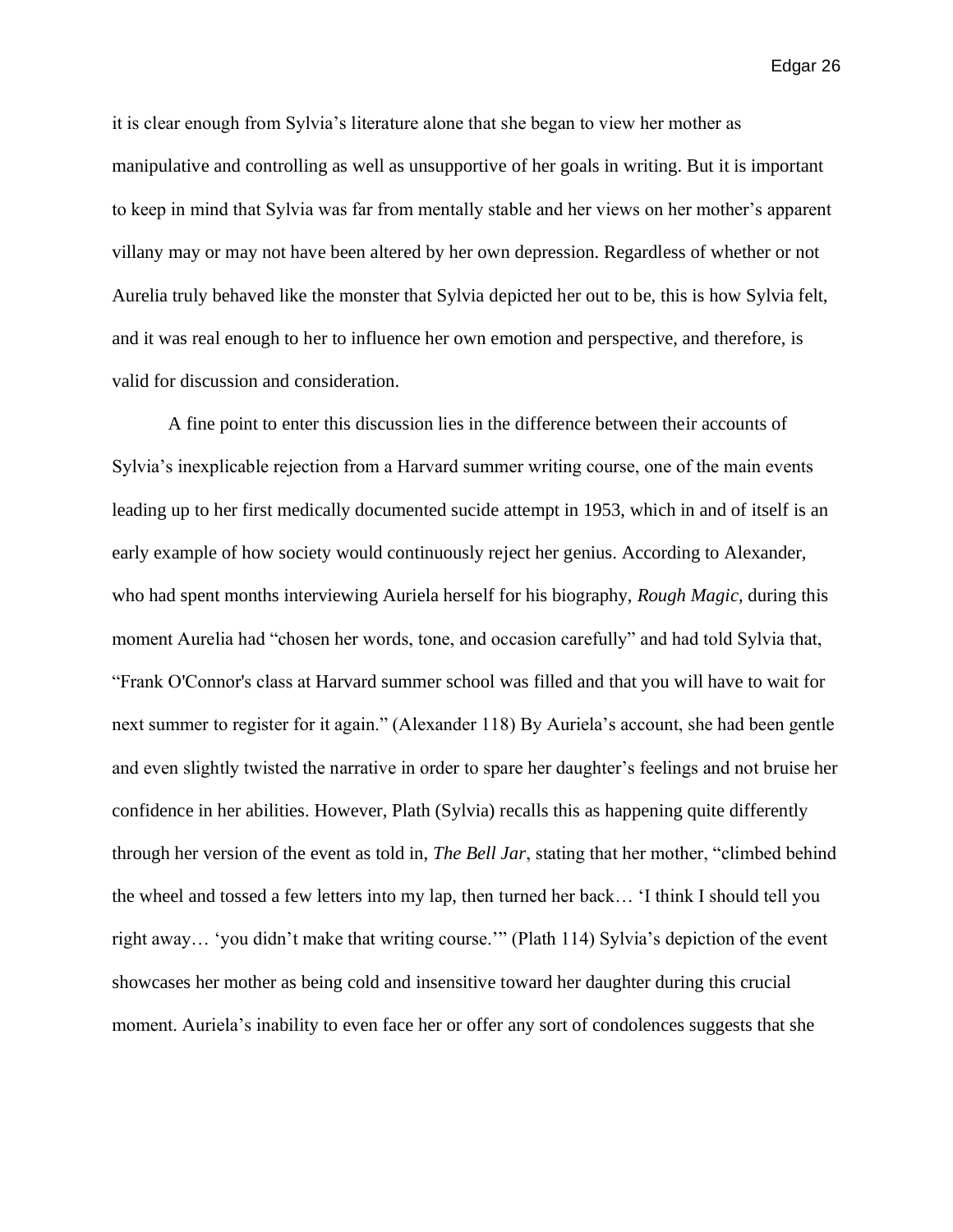it is clear enough from Sylvia's literature alone that she began to view her mother as manipulative and controlling as well as unsupportive of her goals in writing. But it is important to keep in mind that Sylvia was far from mentally stable and her views on her mother's apparent villany may or may not have been altered by her own depression. Regardless of whether or not Aurelia truly behaved like the monster that Sylvia depicted her out to be, this is how Sylvia felt, and it was real enough to her to influence her own emotion and perspective, and therefore, is valid for discussion and consideration.

A fine point to enter this discussion lies in the difference between their accounts of Sylvia's inexplicable rejection from a Harvard summer writing course, one of the main events leading up to her first medically documented sucide attempt in 1953, which in and of itself is an early example of how society would continuously reject her genius. According to Alexander, who had spent months interviewing Auriela herself for his biography, *Rough Magic*, during this moment Aurelia had "chosen her words, tone, and occasion carefully" and had told Sylvia that, "Frank O'Connor's class at Harvard summer school was filled and that you will have to wait for next summer to register for it again." (Alexander 118) By Auriela's account, she had been gentle and even slightly twisted the narrative in order to spare her daughter's feelings and not bruise her confidence in her abilities. However, Plath (Sylvia) recalls this as happening quite differently through her version of the event as told in, *The Bell Jar*, stating that her mother, "climbed behind the wheel and tossed a few letters into my lap, then turned her back… 'I think I should tell you right away… 'you didn't make that writing course.'" (Plath 114) Sylvia's depiction of the event showcases her mother as being cold and insensitive toward her daughter during this crucial moment. Auriela's inability to even face her or offer any sort of condolences suggests that she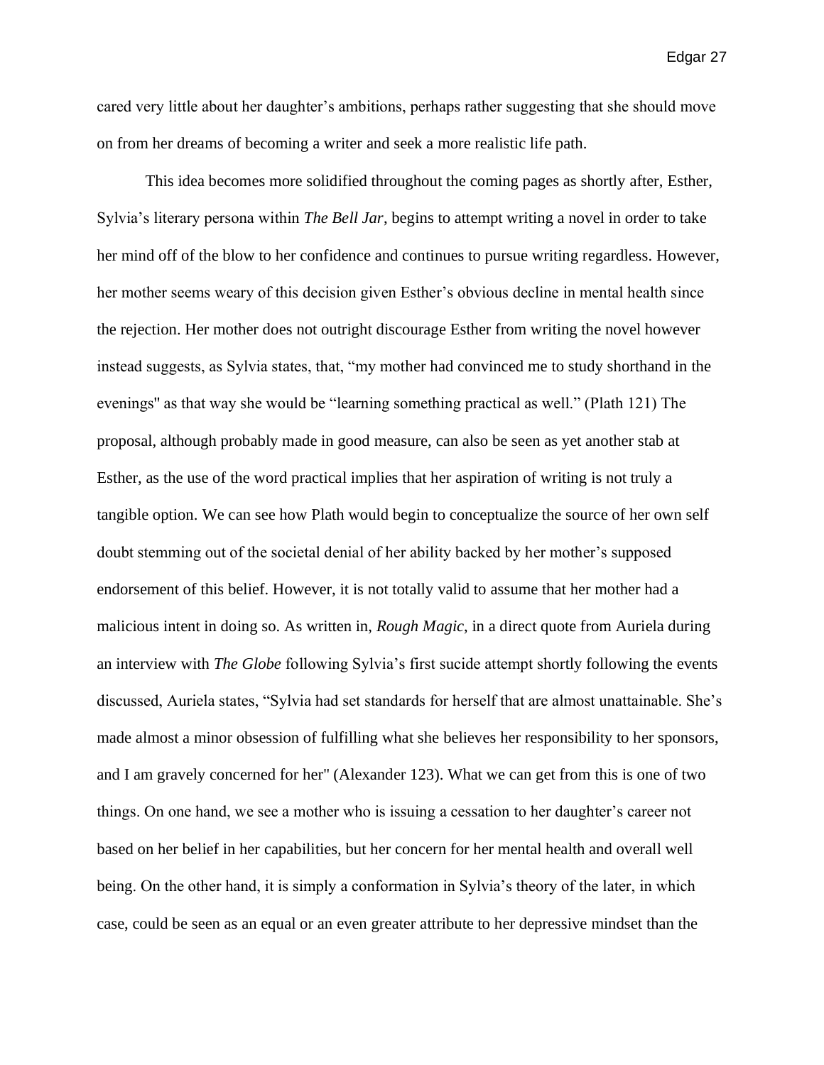cared very little about her daughter's ambitions, perhaps rather suggesting that she should move on from her dreams of becoming a writer and seek a more realistic life path.

This idea becomes more solidified throughout the coming pages as shortly after, Esther, Sylvia's literary persona within *The Bell Jar*, begins to attempt writing a novel in order to take her mind off of the blow to her confidence and continues to pursue writing regardless. However, her mother seems weary of this decision given Esther's obvious decline in mental health since the rejection. Her mother does not outright discourage Esther from writing the novel however instead suggests, as Sylvia states, that, "my mother had convinced me to study shorthand in the evenings" as that way she would be "learning something practical as well." (Plath 121) The proposal, although probably made in good measure, can also be seen as yet another stab at Esther, as the use of the word practical implies that her aspiration of writing is not truly a tangible option. We can see how Plath would begin to conceptualize the source of her own self doubt stemming out of the societal denial of her ability backed by her mother's supposed endorsement of this belief. However, it is not totally valid to assume that her mother had a malicious intent in doing so. As written in, *Rough Magic*, in a direct quote from Auriela during an interview with *The Globe* following Sylvia's first sucide attempt shortly following the events discussed, Auriela states, "Sylvia had set standards for herself that are almost unattainable. She's made almost a minor obsession of fulfilling what she believes her responsibility to her sponsors, and I am gravely concerned for her" (Alexander 123). What we can get from this is one of two things. On one hand, we see a mother who is issuing a cessation to her daughter's career not based on her belief in her capabilities, but her concern for her mental health and overall well being. On the other hand, it is simply a conformation in Sylvia's theory of the later, in which case, could be seen as an equal or an even greater attribute to her depressive mindset than the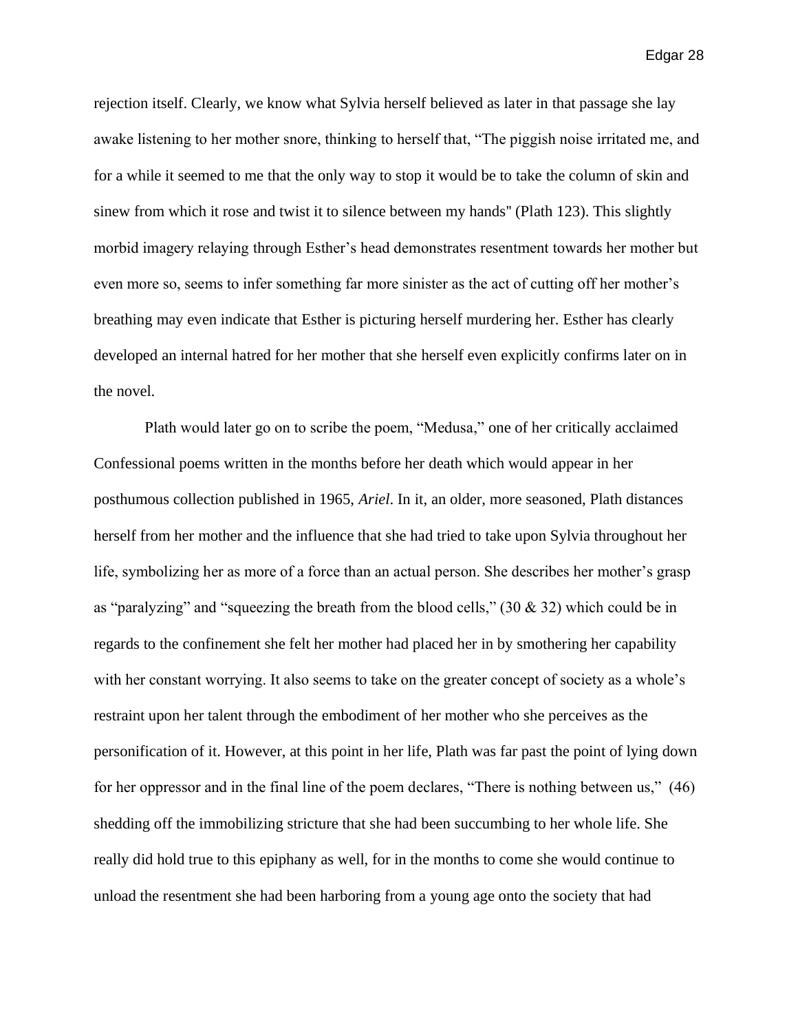rejection itself. Clearly, we know what Sylvia herself believed as later in that passage she lay awake listening to her mother snore, thinking to herself that, "The piggish noise irritated me, and for a while it seemed to me that the only way to stop it would be to take the column of skin and sinew from which it rose and twist it to silence between my hands" (Plath 123). This slightly morbid imagery relaying through Esther's head demonstrates resentment towards her mother but even more so, seems to infer something far more sinister as the act of cutting off her mother's breathing may even indicate that Esther is picturing herself murdering her. Esther has clearly developed an internal hatred for her mother that she herself even explicitly confirms later on in the novel.

Plath would later go on to scribe the poem, "Medusa," one of her critically acclaimed Confessional poems written in the months before her death which would appear in her posthumous collection published in 1965, *Ariel*. In it, an older, more seasoned, Plath distances herself from her mother and the influence that she had tried to take upon Sylvia throughout her life, symbolizing her as more of a force than an actual person. She describes her mother's grasp as "paralyzing" and "squeezing the breath from the blood cells," (30 & 32) which could be in regards to the confinement she felt her mother had placed her in by smothering her capability with her constant worrying. It also seems to take on the greater concept of society as a whole's restraint upon her talent through the embodiment of her mother who she perceives as the personification of it. However, at this point in her life, Plath was far past the point of lying down for her oppressor and in the final line of the poem declares, "There is nothing between us," (46) shedding off the immobilizing stricture that she had been succumbing to her whole life. She really did hold true to this epiphany as well, for in the months to come she would continue to unload the resentment she had been harboring from a young age onto the society that had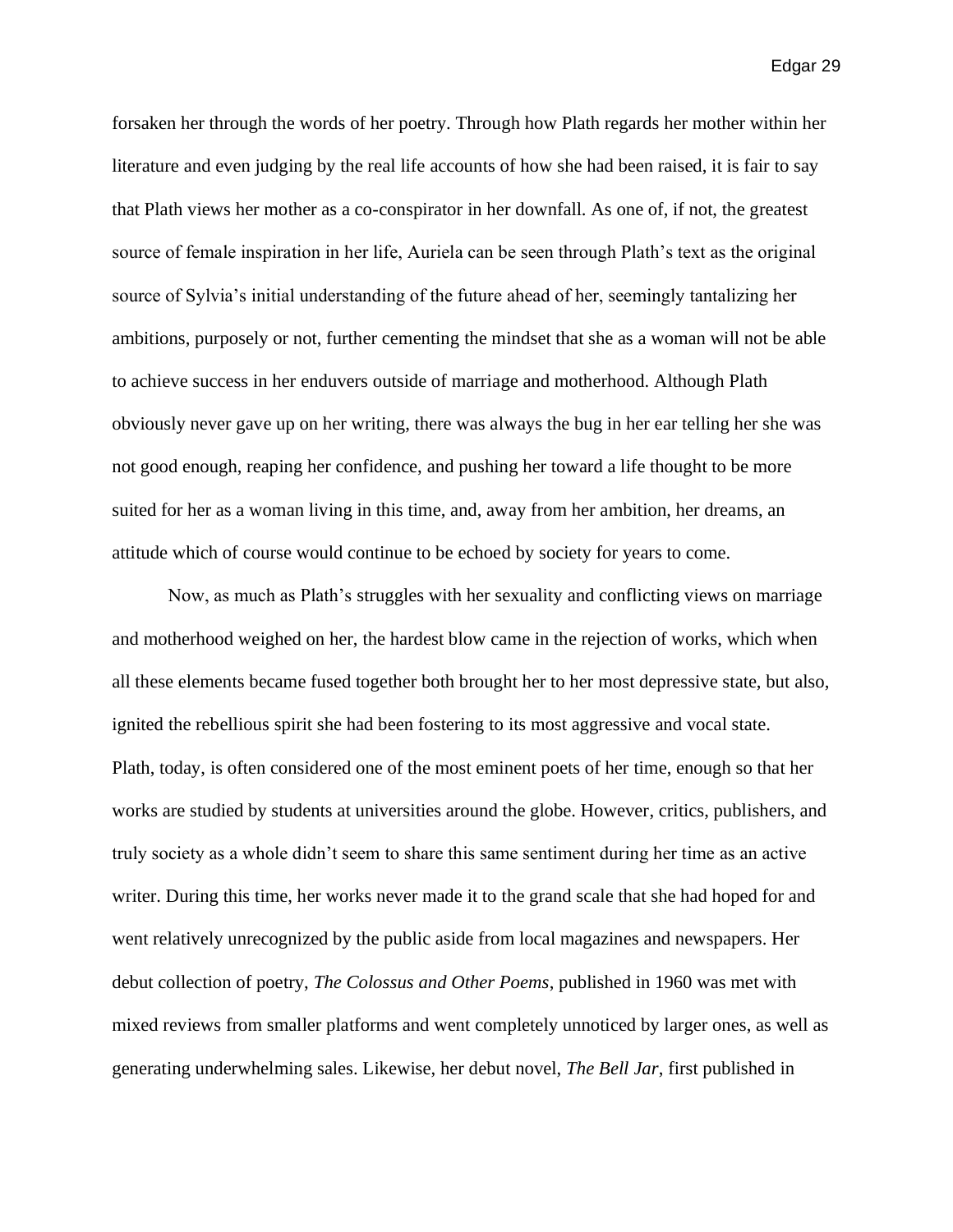forsaken her through the words of her poetry. Through how Plath regards her mother within her literature and even judging by the real life accounts of how she had been raised, it is fair to say that Plath views her mother as a co-conspirator in her downfall. As one of, if not, the greatest source of female inspiration in her life, Auriela can be seen through Plath's text as the original source of Sylvia's initial understanding of the future ahead of her, seemingly tantalizing her ambitions, purposely or not, further cementing the mindset that she as a woman will not be able to achieve success in her enduvers outside of marriage and motherhood. Although Plath obviously never gave up on her writing, there was always the bug in her ear telling her she was not good enough, reaping her confidence, and pushing her toward a life thought to be more suited for her as a woman living in this time, and, away from her ambition, her dreams, an attitude which of course would continue to be echoed by society for years to come.

Now, as much as Plath's struggles with her sexuality and conflicting views on marriage and motherhood weighed on her, the hardest blow came in the rejection of works, which when all these elements became fused together both brought her to her most depressive state, but also, ignited the rebellious spirit she had been fostering to its most aggressive and vocal state. Plath, today, is often considered one of the most eminent poets of her time, enough so that her works are studied by students at universities around the globe. However, critics, publishers, and truly society as a whole didn't seem to share this same sentiment during her time as an active writer. During this time, her works never made it to the grand scale that she had hoped for and went relatively unrecognized by the public aside from local magazines and newspapers. Her debut collection of poetry, *The Colossus and Other Poems*, published in 1960 was met with mixed reviews from smaller platforms and went completely unnoticed by larger ones, as well as generating underwhelming sales. Likewise, her debut novel, *The Bell Jar*, first published in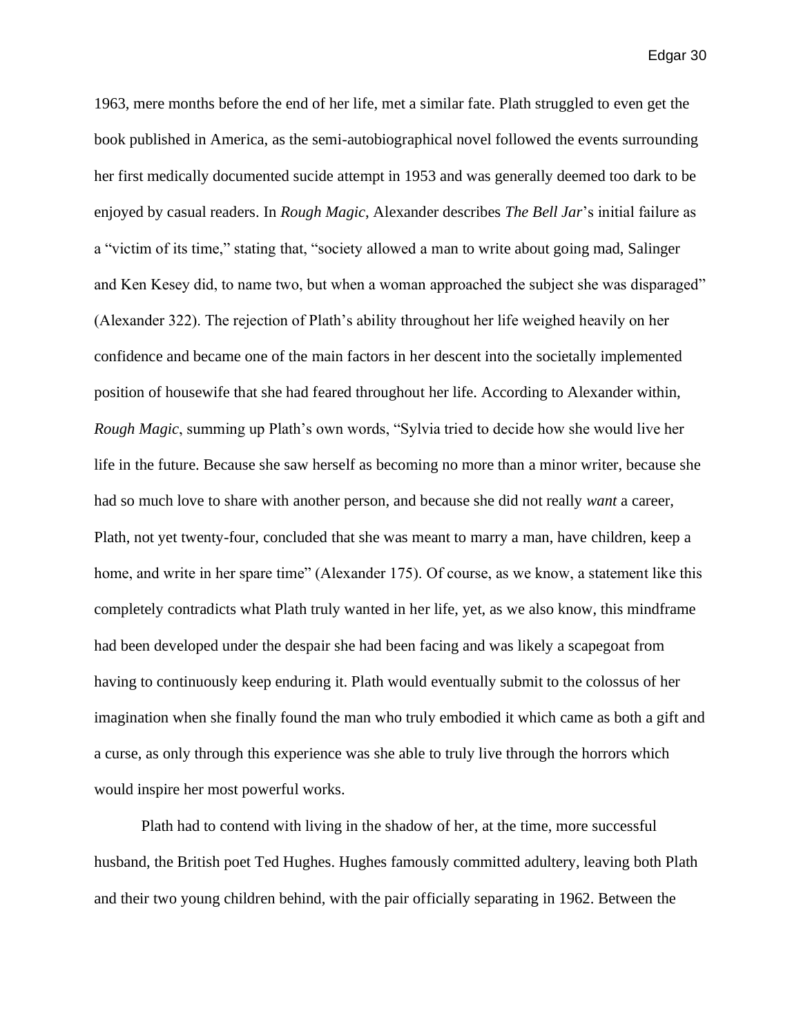1963, mere months before the end of her life, met a similar fate. Plath struggled to even get the book published in America, as the semi-autobiographical novel followed the events surrounding her first medically documented sucide attempt in 1953 and was generally deemed too dark to be enjoyed by casual readers. In *Rough Magic*, Alexander describes *The Bell Jar*'s initial failure as a "victim of its time," stating that, "society allowed a man to write about going mad, Salinger and Ken Kesey did, to name two, but when a woman approached the subject she was disparaged" (Alexander 322). The rejection of Plath's ability throughout her life weighed heavily on her confidence and became one of the main factors in her descent into the societally implemented position of housewife that she had feared throughout her life. According to Alexander within, *Rough Magic*, summing up Plath's own words, "Sylvia tried to decide how she would live her life in the future. Because she saw herself as becoming no more than a minor writer, because she had so much love to share with another person, and because she did not really *want* a career, Plath, not yet twenty-four, concluded that she was meant to marry a man, have children, keep a home, and write in her spare time" (Alexander 175). Of course, as we know, a statement like this completely contradicts what Plath truly wanted in her life, yet, as we also know, this mindframe had been developed under the despair she had been facing and was likely a scapegoat from having to continuously keep enduring it. Plath would eventually submit to the colossus of her imagination when she finally found the man who truly embodied it which came as both a gift and a curse, as only through this experience was she able to truly live through the horrors which would inspire her most powerful works.

Plath had to contend with living in the shadow of her, at the time, more successful husband, the British poet Ted Hughes. Hughes famously committed adultery, leaving both Plath and their two young children behind, with the pair officially separating in 1962. Between the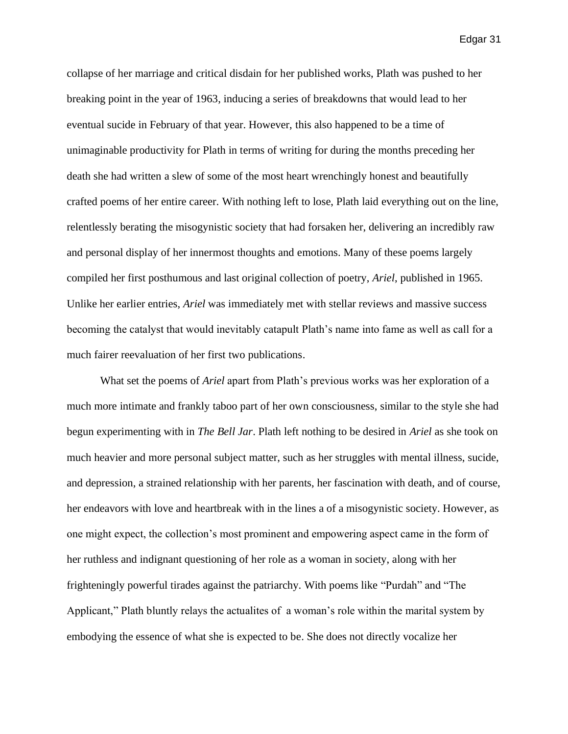collapse of her marriage and critical disdain for her published works, Plath was pushed to her breaking point in the year of 1963, inducing a series of breakdowns that would lead to her eventual sucide in February of that year. However, this also happened to be a time of unimaginable productivity for Plath in terms of writing for during the months preceding her death she had written a slew of some of the most heart wrenchingly honest and beautifully crafted poems of her entire career. With nothing left to lose, Plath laid everything out on the line, relentlessly berating the misogynistic society that had forsaken her, delivering an incredibly raw and personal display of her innermost thoughts and emotions. Many of these poems largely compiled her first posthumous and last original collection of poetry, *Ariel*, published in 1965. Unlike her earlier entries, *Ariel* was immediately met with stellar reviews and massive success becoming the catalyst that would inevitably catapult Plath's name into fame as well as call for a much fairer reevaluation of her first two publications.

What set the poems of *Ariel* apart from Plath's previous works was her exploration of a much more intimate and frankly taboo part of her own consciousness, similar to the style she had begun experimenting with in *The Bell Jar*. Plath left nothing to be desired in *Ariel* as she took on much heavier and more personal subject matter, such as her struggles with mental illness, sucide, and depression, a strained relationship with her parents, her fascination with death, and of course, her endeavors with love and heartbreak with in the lines a of a misogynistic society. However, as one might expect, the collection's most prominent and empowering aspect came in the form of her ruthless and indignant questioning of her role as a woman in society, along with her frighteningly powerful tirades against the patriarchy. With poems like "Purdah" and "The Applicant," Plath bluntly relays the actualites of a woman's role within the marital system by embodying the essence of what she is expected to be. She does not directly vocalize her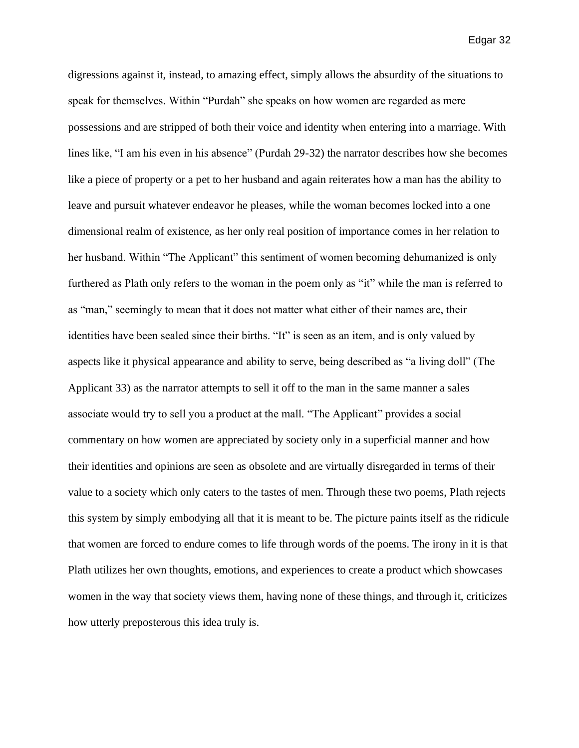digressions against it, instead, to amazing effect, simply allows the absurdity of the situations to speak for themselves. Within "Purdah" she speaks on how women are regarded as mere possessions and are stripped of both their voice and identity when entering into a marriage. With lines like, "I am his even in his absence" (Purdah 29-32) the narrator describes how she becomes like a piece of property or a pet to her husband and again reiterates how a man has the ability to leave and pursuit whatever endeavor he pleases, while the woman becomes locked into a one dimensional realm of existence, as her only real position of importance comes in her relation to her husband. Within "The Applicant" this sentiment of women becoming dehumanized is only furthered as Plath only refers to the woman in the poem only as "it" while the man is referred to as "man," seemingly to mean that it does not matter what either of their names are, their identities have been sealed since their births. "It" is seen as an item, and is only valued by aspects like it physical appearance and ability to serve, being described as "a living doll" (The Applicant 33) as the narrator attempts to sell it off to the man in the same manner a sales associate would try to sell you a product at the mall. "The Applicant" provides a social commentary on how women are appreciated by society only in a superficial manner and how their identities and opinions are seen as obsolete and are virtually disregarded in terms of their value to a society which only caters to the tastes of men. Through these two poems, Plath rejects this system by simply embodying all that it is meant to be. The picture paints itself as the ridicule that women are forced to endure comes to life through words of the poems. The irony in it is that Plath utilizes her own thoughts, emotions, and experiences to create a product which showcases women in the way that society views them, having none of these things, and through it, criticizes how utterly preposterous this idea truly is.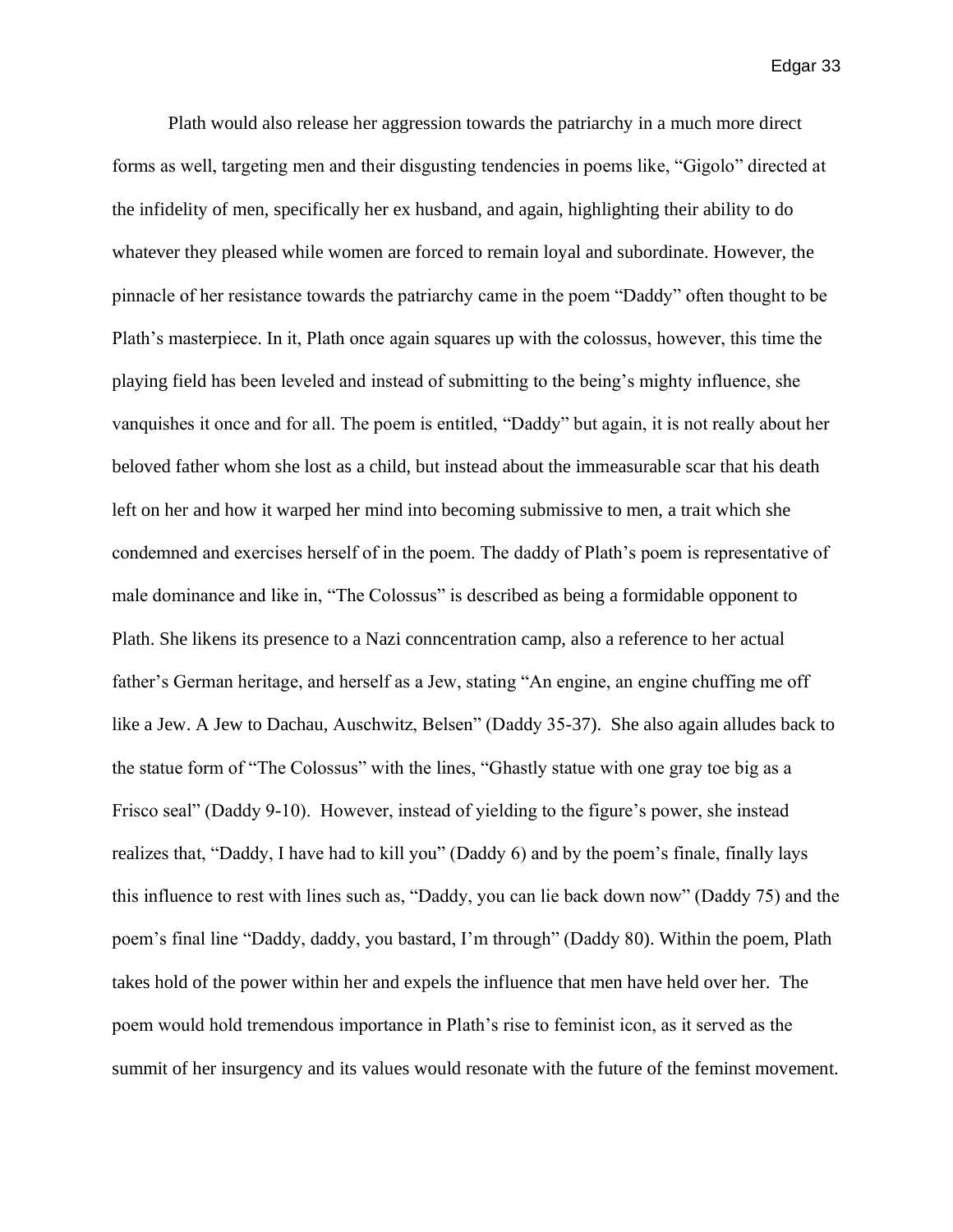Plath would also release her aggression towards the patriarchy in a much more direct forms as well, targeting men and their disgusting tendencies in poems like, “Gigolo” directed at the infidelity of men, specifically her ex husband, and again, highlighting their ability to do whatever they pleased while women are forced to remain loyal and subordinate. However, the pinnacle of her resistance towards the patriarchy came in the poem “Daddy” often thought to be Plath’s masterpiece. In it, Plath once again squares up with the colossus, however, this time the playing field has been leveled and instead of submitting to the being’s mighty influence, she vanquishes it once and for all. The poem is entitled, “Daddy” but again, it is not really about her beloved father whom she lost as a child, but instead about the immeasurable scar that his death left on her and how it warped her mind into becoming submissive to men, a trait which she condemned and exercises herself of in the poem. The daddy of Plath’s poem is representative of male dominance and like in, “The Colossus” is described as being a formidable opponent to Plath. She likens its presence to a Nazi conncentration camp, also a reference to her actual father’s German heritage, and herself as a Jew, stating “An engine, an engine chuffing me off like a Jew. A Jew to Dachau, Auschwitz, Belsen” (Daddy 35-37). She also again alludes back to the statue form of “The Colossus” with the lines, “Ghastly statue with one gray toe big as a Frisco seal” (Daddy 9-10). However, instead of yielding to the figure’s power, she instead realizes that, “Daddy, I have had to kill you” (Daddy 6) and by the poem’s finale, finally lays this influence to rest with lines such as, “Daddy, you can lie back down now” (Daddy 75) and the poem’s final line “Daddy, daddy, you bastard, I’m through” (Daddy 80). Within the poem, Plath takes hold of the power within her and expels the influence that men have held over her. The poem would hold tremendous importance in Plath’s rise to feminist icon, as it served as the summit of her insurgency and its values would resonate with the future of the feminst movement.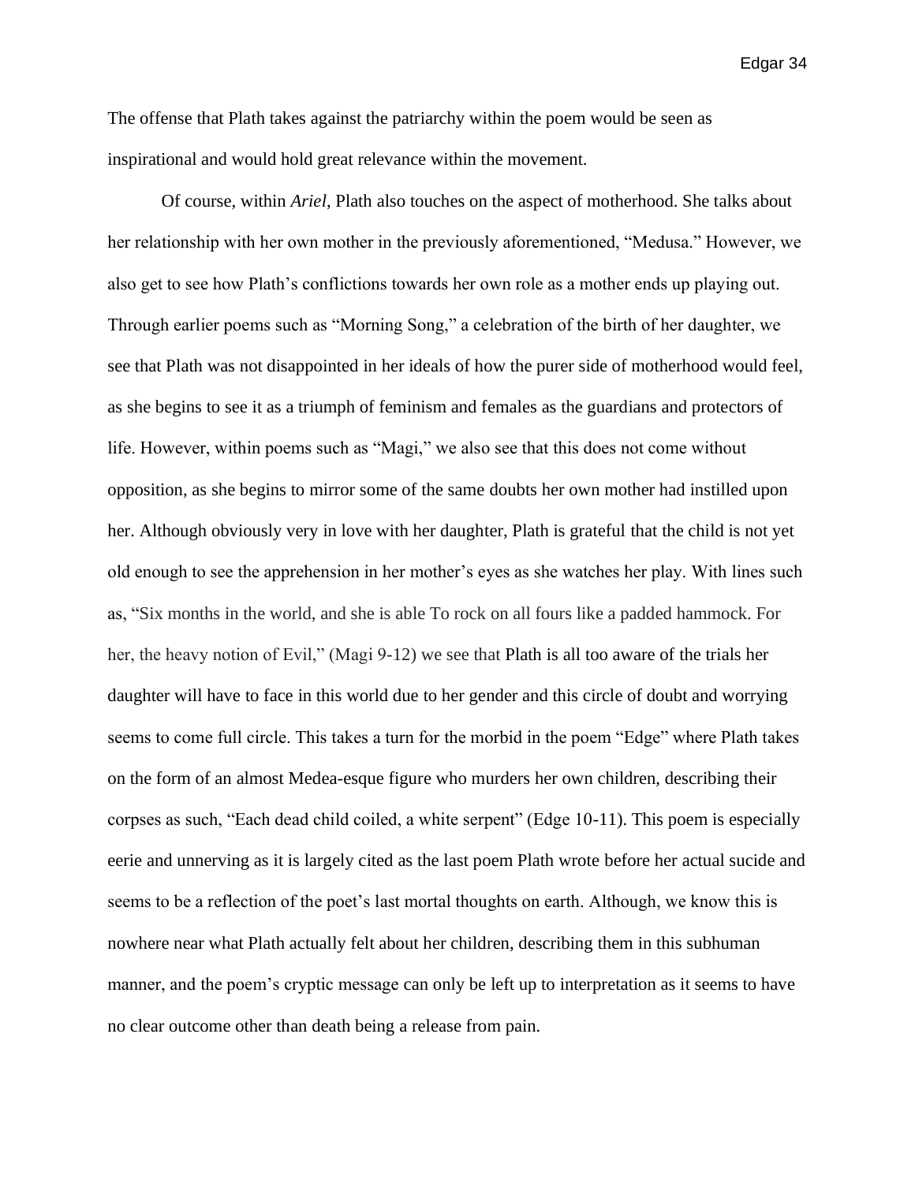The offense that Plath takes against the patriarchy within the poem would be seen as inspirational and would hold great relevance within the movement.

Of course, within *Ariel*, Plath also touches on the aspect of motherhood. She talks about her relationship with her own mother in the previously aforementioned, "Medusa." However, we also get to see how Plath's conflictions towards her own role as a mother ends up playing out. Through earlier poems such as "Morning Song," a celebration of the birth of her daughter, we see that Plath was not disappointed in her ideals of how the purer side of motherhood would feel, as she begins to see it as a triumph of feminism and females as the guardians and protectors of life. However, within poems such as "Magi," we also see that this does not come without opposition, as she begins to mirror some of the same doubts her own mother had instilled upon her. Although obviously very in love with her daughter, Plath is grateful that the child is not yet old enough to see the apprehension in her mother's eyes as she watches her play. With lines such as, "Six months in the world, and she is able To rock on all fours like a padded hammock. For her, the heavy notion of Evil," (Magi 9-12) we see that Plath is all too aware of the trials her daughter will have to face in this world due to her gender and this circle of doubt and worrying seems to come full circle. This takes a turn for the morbid in the poem "Edge" where Plath takes on the form of an almost Medea-esque figure who murders her own children, describing their corpses as such, "Each dead child coiled, a white serpent" (Edge 10-11). This poem is especially eerie and unnerving as it is largely cited as the last poem Plath wrote before her actual sucide and seems to be a reflection of the poet's last mortal thoughts on earth. Although, we know this is nowhere near what Plath actually felt about her children, describing them in this subhuman manner, and the poem's cryptic message can only be left up to interpretation as it seems to have no clear outcome other than death being a release from pain.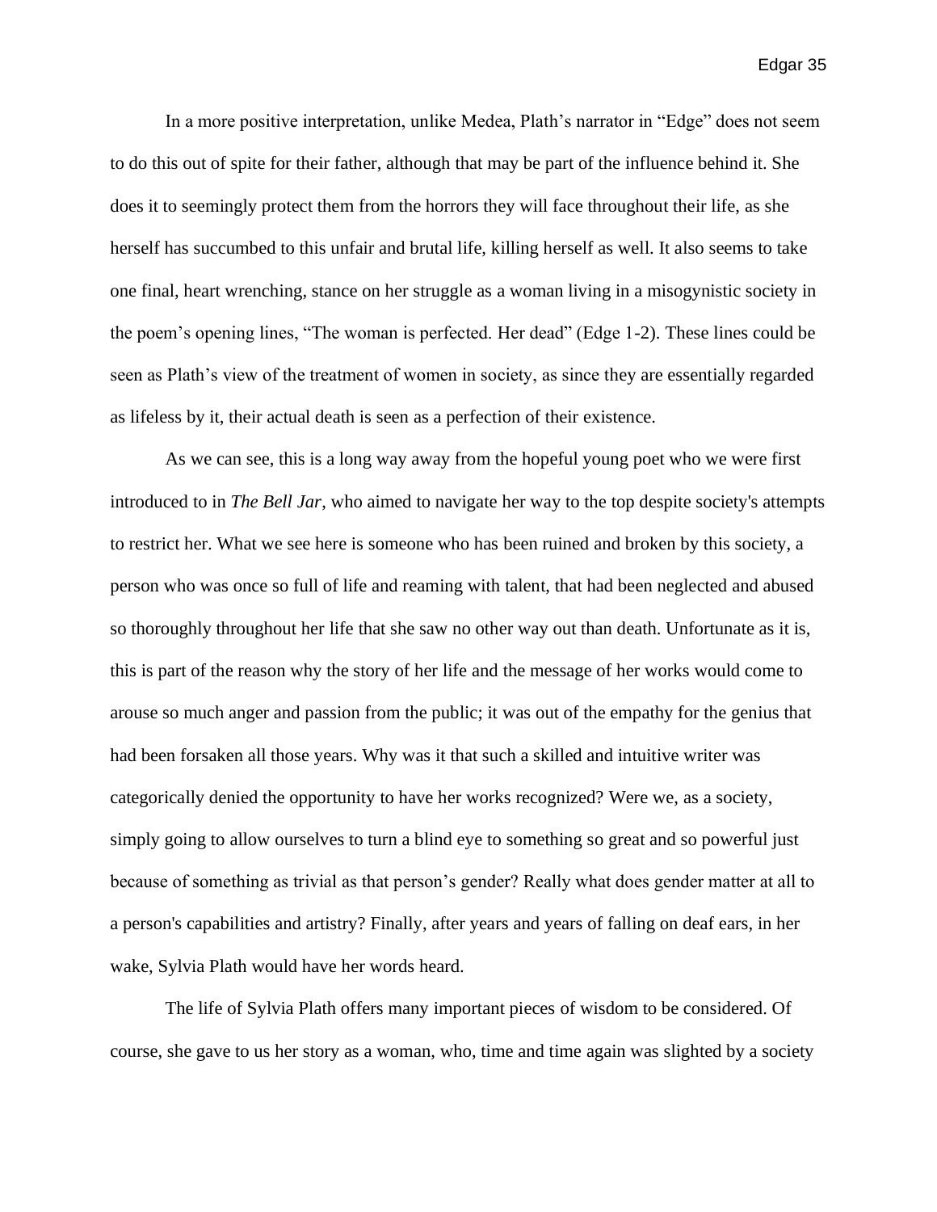In a more positive interpretation, unlike Medea, Plath's narrator in "Edge" does not seem to do this out of spite for their father, although that may be part of the influence behind it. She does it to seemingly protect them from the horrors they will face throughout their life, as she herself has succumbed to this unfair and brutal life, killing herself as well. It also seems to take one final, heart wrenching, stance on her struggle as a woman living in a misogynistic society in the poem's opening lines, "The woman is perfected. Her dead" (Edge 1-2). These lines could be seen as Plath's view of the treatment of women in society, as since they are essentially regarded as lifeless by it, their actual death is seen as a perfection of their existence.

As we can see, this is a long way away from the hopeful young poet who we were first introduced to in *The Bell Jar*, who aimed to navigate her way to the top despite society's attempts to restrict her. What we see here is someone who has been ruined and broken by this society, a person who was once so full of life and reaming with talent, that had been neglected and abused so thoroughly throughout her life that she saw no other way out than death. Unfortunate as it is, this is part of the reason why the story of her life and the message of her works would come to arouse so much anger and passion from the public; it was out of the empathy for the genius that had been forsaken all those years. Why was it that such a skilled and intuitive writer was categorically denied the opportunity to have her works recognized? Were we, as a society, simply going to allow ourselves to turn a blind eye to something so great and so powerful just because of something as trivial as that person's gender? Really what does gender matter at all to a person's capabilities and artistry? Finally, after years and years of falling on deaf ears, in her wake, Sylvia Plath would have her words heard.

The life of Sylvia Plath offers many important pieces of wisdom to be considered. Of course, she gave to us her story as a woman, who, time and time again was slighted by a society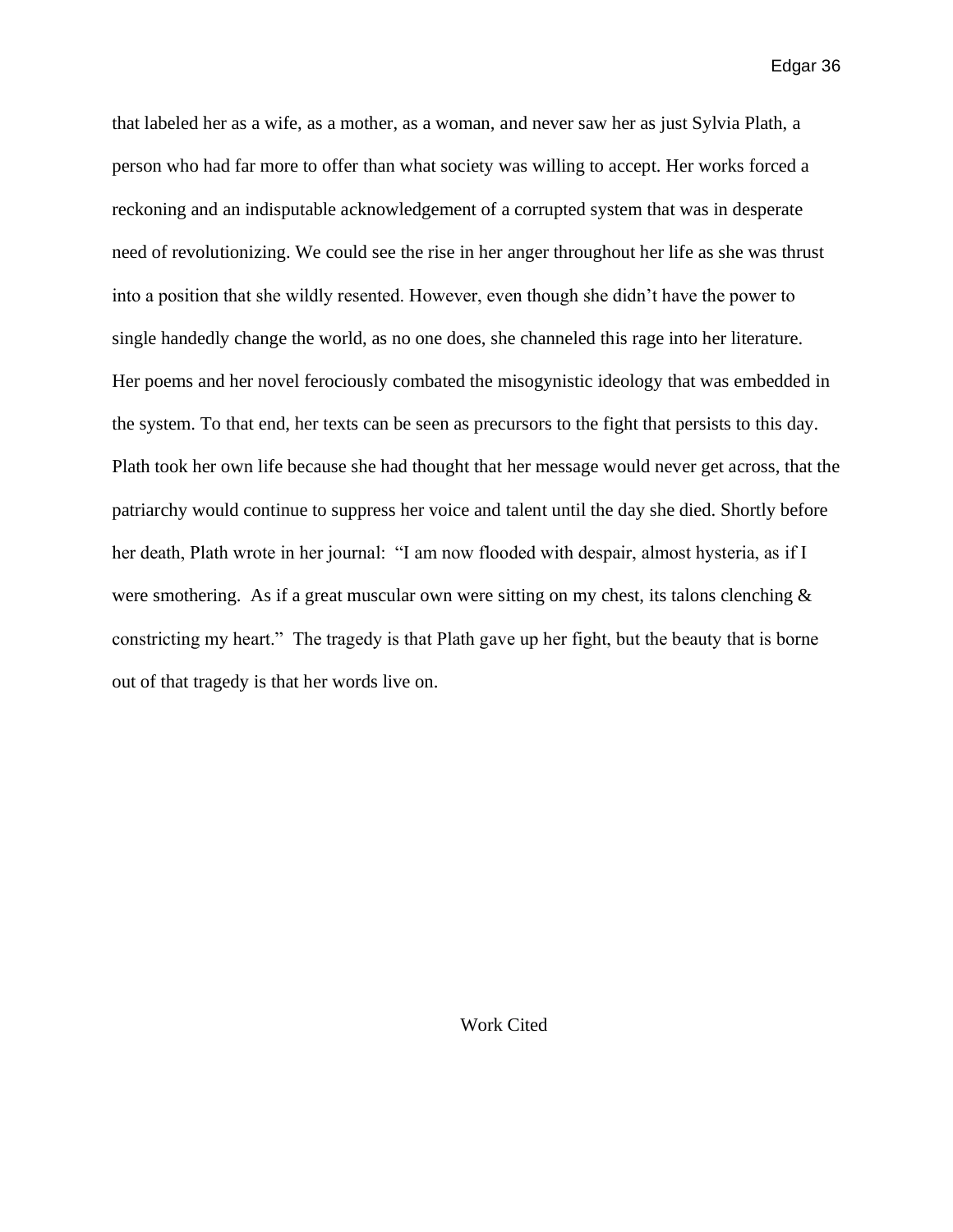that labeled her as a wife, as a mother, as a woman, and never saw her as just Sylvia Plath, a person who had far more to offer than what society was willing to accept. Her works forced a reckoning and an indisputable acknowledgement of a corrupted system that was in desperate need of revolutionizing. We could see the rise in her anger throughout her life as she was thrust into a position that she wildly resented. However, even though she didn't have the power to single handedly change the world, as no one does, she channeled this rage into her literature. Her poems and her novel ferociously combated the misogynistic ideology that was embedded in the system. To that end, her texts can be seen as precursors to the fight that persists to this day. Plath took her own life because she had thought that her message would never get across, that the patriarchy would continue to suppress her voice and talent until the day she died. Shortly before her death, Plath wrote in her journal: "I am now flooded with despair, almost hysteria, as if I were smothering. As if a great muscular own were sitting on my chest, its talons clenching & constricting my heart." The tragedy is that Plath gave up her fight, but the beauty that is borne out of that tragedy is that her words live on.

## Work Cited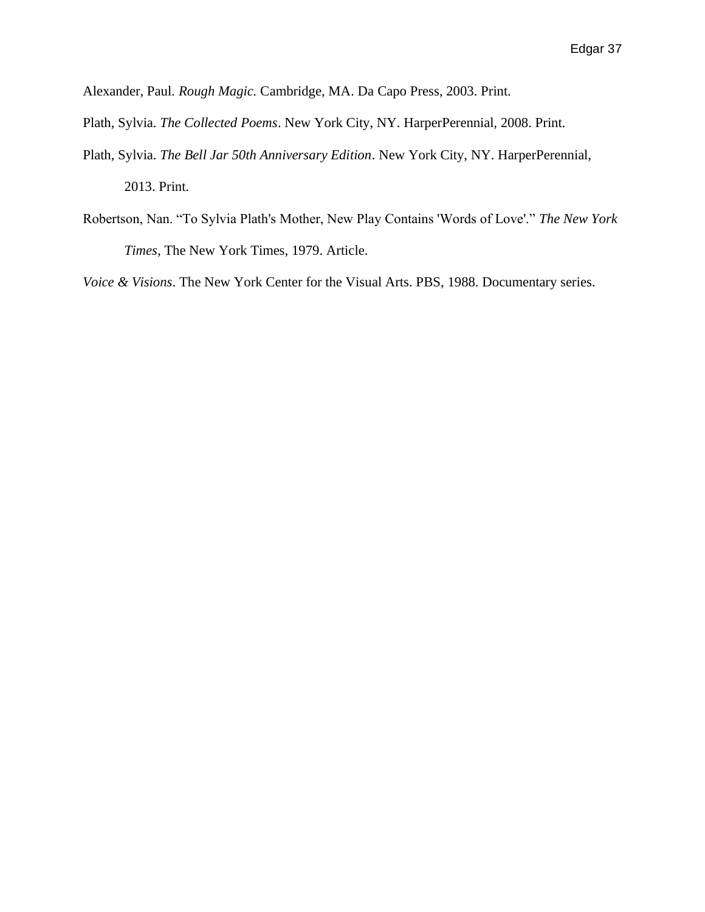Alexander, Paul. *Rough Magic.* Cambridge, MA. Da Capo Press, 2003. Print.

Plath, Sylvia. *The Collected Poems*. New York City, NY. HarperPerennial, 2008. Print.

Plath, Sylvia. *The Bell Jar 50th Anniversary Edition*. New York City, NY. HarperPerennial, 2013. Print.

Robertson, Nan. "To Sylvia Plath's Mother, New Play Contains 'Words of Love'." *The New York Times*, The New York Times, 1979. Article.

*Voice & Visions*. The New York Center for the Visual Arts. PBS, 1988. Documentary series.